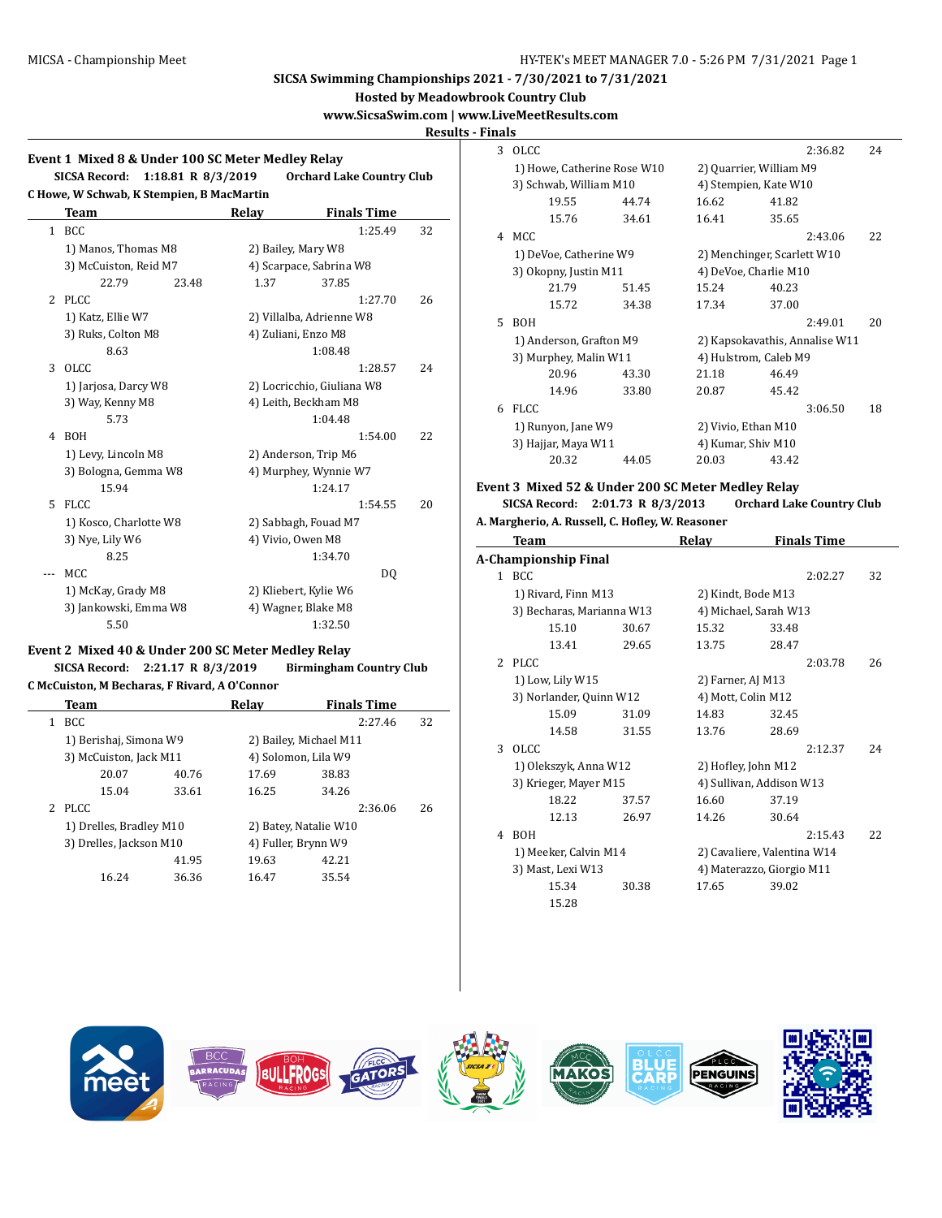SICSA Swimming Championships 2021 - 7/30/2021 to 7/31/2021

Hosted by Meadowbrook Country Club

www.SicsaSwim.com | www.LiveMeetResults.com

Results - Finals

## Event 1 Mixed 8 & Under 100 SC Meter Medley Relay

**SICSA Record: 1:18.81 R 8/3/2019 Orchard Lake Country Club**

**C Howe, W Schwab, K Stempien, B MacMartin**

| | Team | Relay | Finals Time | |
|---|---|---|---|---|
| 1 | BCC | | 1:25.49 | 32 |
| | 1) Manos, Thomas M8 | 2) Bailey, Mary W8 | | |
| | 3) McCuiston, Reid M7 | 4) Scarpace, Sabrina W8 | | |
| | 22.79 23.48 | 1.37 37.85 | | |
| 2 | PLCC | | 1:27.70 | 26 |
| | 1) Katz, Ellie W7 | 2) Villalba, Adrienne W8 | | |
| | 3) Ruks, Colton M8 | 4) Zuliani, Enzo M8 | | |
| | 8.63 | 1:08.48 | | |
| 3 | OLCC | | 1:28.57 | 24 |
| | 1) Jarjosa, Darcy W8 | 2) Locricchio, Giuliana W8 | | |
| | 3) Way, Kenny M8 | 4) Leith, Beckham M8 | | |
| | 5.73 | 1:04.48 | | |
| 4 | BOH | | 1:54.00 | 22 |
| | 1) Levy, Lincoln M8 | 2) Anderson, Trip M6 | | |
| | 3) Bologna, Gemma W8 | 4) Murphey, Wynnie W7 | | |
| | 15.94 | 1:24.17 | | |
| 5 | FLCC | | 1:54.55 | 20 |
| | 1) Kosco, Charlotte W8 | 2) Sabbagh, Fouad M7 | | |
| | 3) Nye, Lily W6 | 4) Vivio, Owen M8 | | |
| | 8.25 | 1:34.70 | | |
| --- | MCC | | DQ | |
| | 1) McKay, Grady M8 | 2) Kliebert, Kylie W6 | | |
| | 3) Jankowski, Emma W8 | 4) Wagner, Blake M8 | | |
| | 5.50 | 1:32.50 | | |

## Event 2 Mixed 40 & Under 200 SC Meter Medley Relay

**SICSA Record: 2:21.17 R 8/3/2019 Birmingham Country Club**

**C McCuiston, M Becharas, F Rivard, A O'Connor**

| | Team | Relay | Finals Time | |
|---|---|---|---|---|
| 1 | BCC | | 2:27.46 | 32 |
| | 1) Berishaj, Simona W9 | 2) Bailey, Michael M11 | | |
| | 3) McCuiston, Jack M11 | 4) Solomon, Lila W9 | | |
| | 20.07 40.76 | 17.69 38.83 | | |
| | 15.04 33.61 | 16.25 34.26 | | |
| 2 | PLCC | | 2:36.06 | 26 |
| | 1) Drelles, Bradley M10 | 2) Batey, Natalie W10 | | |
| | 3) Drelles, Jackson M10 | 4) Fuller, Brynn W9 | | |
| | 41.95 | 19.63 42.21 | | |
| | 16.24 36.36 | 16.47 35.54 | | |
| 3 | OLCC | | 2:36.82 | 24 |
| | 1) Howe, Catherine Rose W10 | 2) Quarrier, William M9 | | |
| | 3) Schwab, William M10 | 4) Stempien, Kate W10 | | |
| | 19.55 44.74 | 16.62 41.82 | | |
| | 15.76 34.61 | 16.41 35.65 | | |
| 4 | MCC | | 2:43.06 | 22 |
| | 1) DeVoe, Catherine W9 | 2) Menchinger, Scarlett W10 | | |
| | 3) Okopny, Justin M11 | 4) DeVoe, Charlie M10 | | |
| | 21.79 51.45 | 15.24 40.23 | | |
| | 15.72 34.38 | 17.34 37.00 | | |
| 5 | BOH | | 2:49.01 | 20 |
| | 1) Anderson, Grafton M9 | 2) Kapsokavathis, Annalise W11 | | |
| | 3) Murphey, Malin W11 | 4) Hulstrom, Caleb M9 | | |
| | 20.96 43.30 | 21.18 46.49 | | |
| | 14.96 33.80 | 20.87 45.42 | | |
| 6 | FLCC | | 3:06.50 | 18 |
| | 1) Runyon, Jane W9 | 2) Vivio, Ethan M10 | | |
| | 3) Hajjar, Maya W11 | 4) Kumar, Shiv M10 | | |
| | 20.32 44.05 | 20.03 43.42 | | |

## Event 3 Mixed 52 & Under 200 SC Meter Medley Relay

**SICSA Record: 2:01.73 R 8/3/2013 Orchard Lake Country Club**

**A. Margherio, A. Russell, C. Hofley, W. Reasoner**

| | Team | Relay | Finals Time | |
|---|---|---|---|---|
| **A-Championship Final** | | | | |
| 1 | BCC | | 2:02.27 | 32 |
| | 1) Rivard, Finn M13 | 2) Kindt, Bode M13 | | |
| | 3) Becharas, Marianna W13 | 4) Michael, Sarah W13 | | |
| | 15.10 30.67 | 15.32 33.48 | | |
| | 13.41 29.65 | 13.75 28.47 | | |
| 2 | PLCC | | 2:03.78 | 26 |
| | 1) Low, Lily W15 | 2) Farner, AJ M13 | | |
| | 3) Norlander, Quinn W12 | 4) Mott, Colin M12 | | |
| | 15.09 31.09 | 14.83 32.45 | | |
| | 14.58 31.55 | 13.76 28.69 | | |
| 3 | OLCC | | 2:12.37 | 24 |
| | 1) Olekszyk, Anna W12 | 2) Hofley, John M12 | | |
| | 3) Krieger, Mayer M15 | 4) Sullivan, Addison W13 | | |
| | 18.22 37.57 | 16.60 37.19 | | |
| | 12.13 26.97 | 14.26 30.64 | | |
| 4 | BOH | | 2:15.43 | 22 |
| | 1) Meeker, Calvin M14 | 2) Cavaliere, Valentina W14 | | |
| | 3) Mast, Lexi W13 | 4) Materazzo, Giorgio M11 | | |
| | 15.34 30.38 | 17.65 39.02 | | |
| | 15.28 | | | |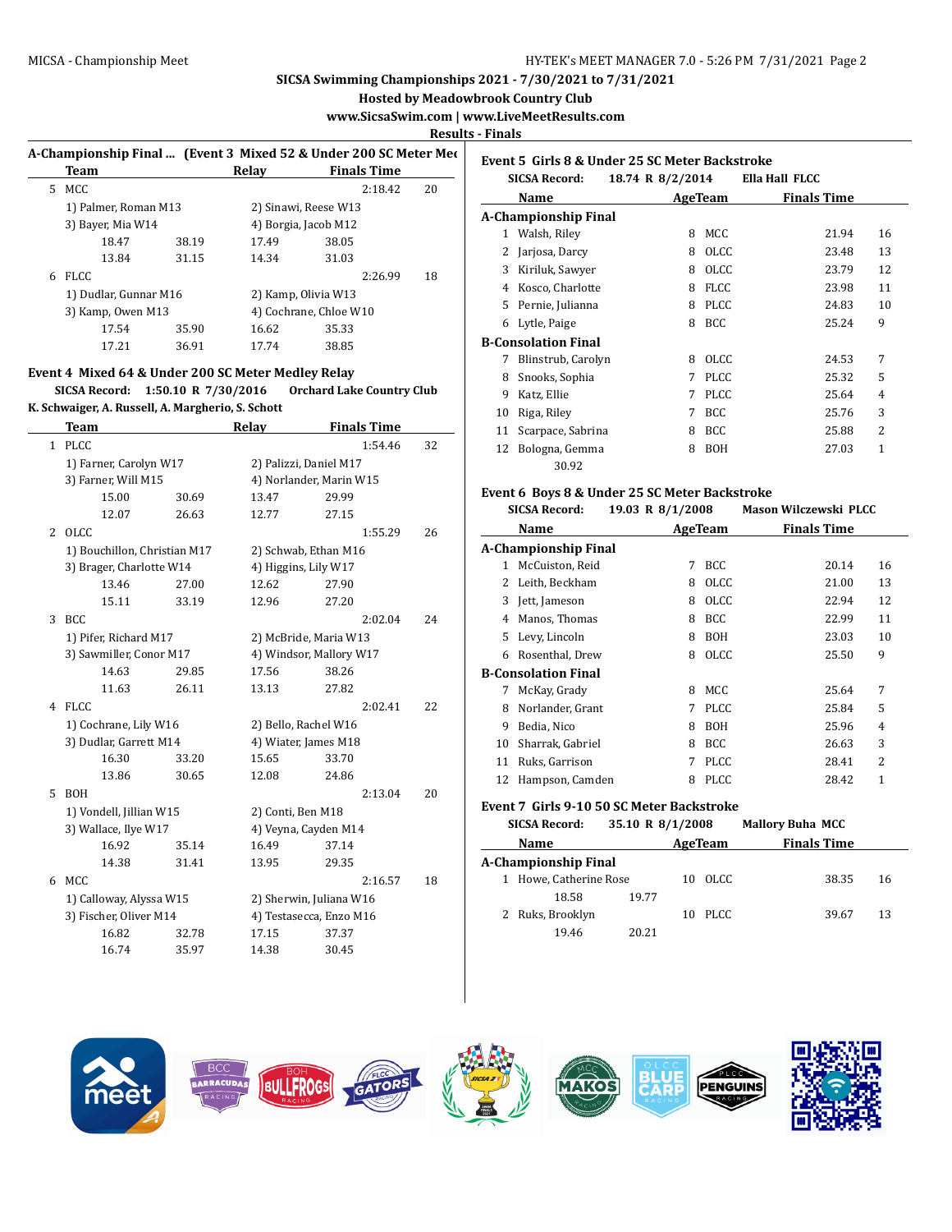SICSA Swimming Championships 2021 - 7/30/2021 to 7/31/2021

Hosted by Meadowbrook Country Club

www.SicsaSwim.com | www.LiveMeetResults.com

Results - Finals

## A-Championship Final ... (Event 3 Mixed 52 & Under 200 SC Meter Medley Relay)

| | Team | | Relay | Finals Time | |
|---|---|---|---|---|---|
| 5 | MCC | | | 2:18.42 | 20 |
| | 1) Palmer, Roman M13 | | 2) Sinawi, Reese W13 | | |
| | 3) Bayer, Mia W14 | | 4) Borgia, Jacob M12 | | |
| | 18.47 | 38.19 | 17.49 | 38.05 | |
| | 13.84 | 31.15 | 14.34 | 31.03 | |
| 6 | FLCC | | | 2:26.99 | 18 |
| | 1) Dudlar, Gunnar M16 | | 2) Kamp, Olivia W13 | | |
| | 3) Kamp, Owen M13 | | 4) Cochrane, Chloe W10 | | |
| | 17.54 | 35.90 | 16.62 | 35.33 | |
| | 17.21 | 36.91 | 17.74 | 38.85 | |

## Event 4 Mixed 64 & Under 200 SC Meter Medley Relay

**SICSA Record: 1:50.10 R 7/30/2016 Orchard Lake Country Club**

**K. Schwaiger, A. Russell, A. Margherio, S. Schott**

| | Team | | Relay | Finals Time | |
|---|---|---|---|---|---|
| 1 | PLCC | | | 1:54.46 | 32 |
| | 1) Farner, Carolyn W17 | | 2) Palizzi, Daniel M17 | | |
| | 3) Farner, Will M15 | | 4) Norlander, Marin W15 | | |
| | 15.00 | 30.69 | 13.47 | 29.99 | |
| | 12.07 | 26.63 | 12.77 | 27.15 | |
| 2 | OLCC | | | 1:55.29 | 26 |
| | 1) Bouchillon, Christian M17 | | 2) Schwab, Ethan M16 | | |
| | 3) Brager, Charlotte W14 | | 4) Higgins, Lily W17 | | |
| | 13.46 | 27.00 | 12.62 | 27.90 | |
| | 15.11 | 33.19 | 12.96 | 27.20 | |
| 3 | BCC | | | 2:02.04 | 24 |
| | 1) Pifer, Richard M17 | | 2) McBride, Maria W13 | | |
| | 3) Sawmiller, Conor M17 | | 4) Windsor, Mallory W17 | | |
| | 14.63 | 29.85 | 17.56 | 38.26 | |
| | 11.63 | 26.11 | 13.13 | 27.82 | |
| 4 | FLCC | | | 2:02.41 | 22 |
| | 1) Cochrane, Lily W16 | | 2) Bello, Rachel W16 | | |
| | 3) Dudlar, Garrett M14 | | 4) Wiater, James M18 | | |
| | 16.30 | 33.20 | 15.65 | 33.70 | |
| | 13.86 | 30.65 | 12.08 | 24.86 | |
| 5 | BOH | | | 2:13.04 | 20 |
| | 1) Vondell, Jillian W15 | | 2) Conti, Ben M18 | | |
| | 3) Wallace, Ilye W17 | | 4) Veyna, Cayden M14 | | |
| | 16.92 | 35.14 | 16.49 | 37.14 | |
| | 14.38 | 31.41 | 13.95 | 29.35 | |
| 6 | MCC | | | 2:16.57 | 18 |
| | 1) Calloway, Alyssa W15 | | 2) Sherwin, Juliana W16 | | |
| | 3) Fischer, Oliver M14 | | 4) Testasecca, Enzo M16 | | |
| | 16.82 | 32.78 | 17.15 | 37.37 | |
| | 16.74 | 35.97 | 14.38 | 30.45 | |

## Event 5 Girls 8 & Under 25 SC Meter Backstroke

**SICSA Record: 18.74 R 8/2/2014 Ella Hall FLCC**

| | Name | Age | Team | Finals Time | |
|---|---|---|---|---|---|
| **A-Championship Final** | | | | | |
| 1 | Walsh, Riley | 8 | MCC | 21.94 | 16 |
| 2 | Jarjosa, Darcy | 8 | OLCC | 23.48 | 13 |
| 3 | Kiriluk, Sawyer | 8 | OLCC | 23.79 | 12 |
| 4 | Kosco, Charlotte | 8 | FLCC | 23.98 | 11 |
| 5 | Pernie, Julianna | 8 | PLCC | 24.83 | 10 |
| 6 | Lytle, Paige | 8 | BCC | 25.24 | 9 |
| **B-Consolation Final** | | | | | |
| 7 | Blinstrub, Carolyn | 8 | OLCC | 24.53 | 7 |
| 8 | Snooks, Sophia | 7 | PLCC | 25.32 | 5 |
| 9 | Katz, Ellie | 7 | PLCC | 25.64 | 4 |
| 10 | Riga, Riley | 7 | BCC | 25.76 | 3 |
| 11 | Scarpace, Sabrina | 8 | BCC | 25.88 | 2 |
| 12 | Bologna, Gemma | 8 | BOH | 27.03 | 1 |
| | 30.92 | | | | |

## Event 6 Boys 8 & Under 25 SC Meter Backstroke

**SICSA Record: 19.03 R 8/1/2008 Mason Wilczewski PLCC**

| | Name | Age | Team | Finals Time | |
|---|---|---|---|---|---|
| **A-Championship Final** | | | | | |
| 1 | McCuiston, Reid | 7 | BCC | 20.14 | 16 |
| 2 | Leith, Beckham | 8 | OLCC | 21.00 | 13 |
| 3 | Jett, Jameson | 8 | OLCC | 22.94 | 12 |
| 4 | Manos, Thomas | 8 | BCC | 22.99 | 11 |
| 5 | Levy, Lincoln | 8 | BOH | 23.03 | 10 |
| 6 | Rosenthal, Drew | 8 | OLCC | 25.50 | 9 |
| **B-Consolation Final** | | | | | |
| 7 | McKay, Grady | 8 | MCC | 25.64 | 7 |
| 8 | Norlander, Grant | 7 | PLCC | 25.84 | 5 |
| 9 | Bedia, Nico | 8 | BOH | 25.96 | 4 |
| 10 | Sharrak, Gabriel | 8 | BCC | 26.63 | 3 |
| 11 | Ruks, Garrison | 7 | PLCC | 28.41 | 2 |
| 12 | Hampson, Camden | 8 | PLCC | 28.42 | 1 |

## Event 7 Girls 9-10 50 SC Meter Backstroke

**SICSA Record: 35.10 R 8/1/2008 Mallory Buha MCC**

| | Name | Age | Team | Finals Time | |
|---|---|---|---|---|---|
| **A-Championship Final** | | | | | |
| 1 | Howe, Catherine Rose | 10 | OLCC | 38.35 | 16 |
| | 18.58 | 19.77 | | | |
| 2 | Ruks, Brooklyn | 10 | PLCC | 39.67 | 13 |
| | 19.46 | 20.21 | | | |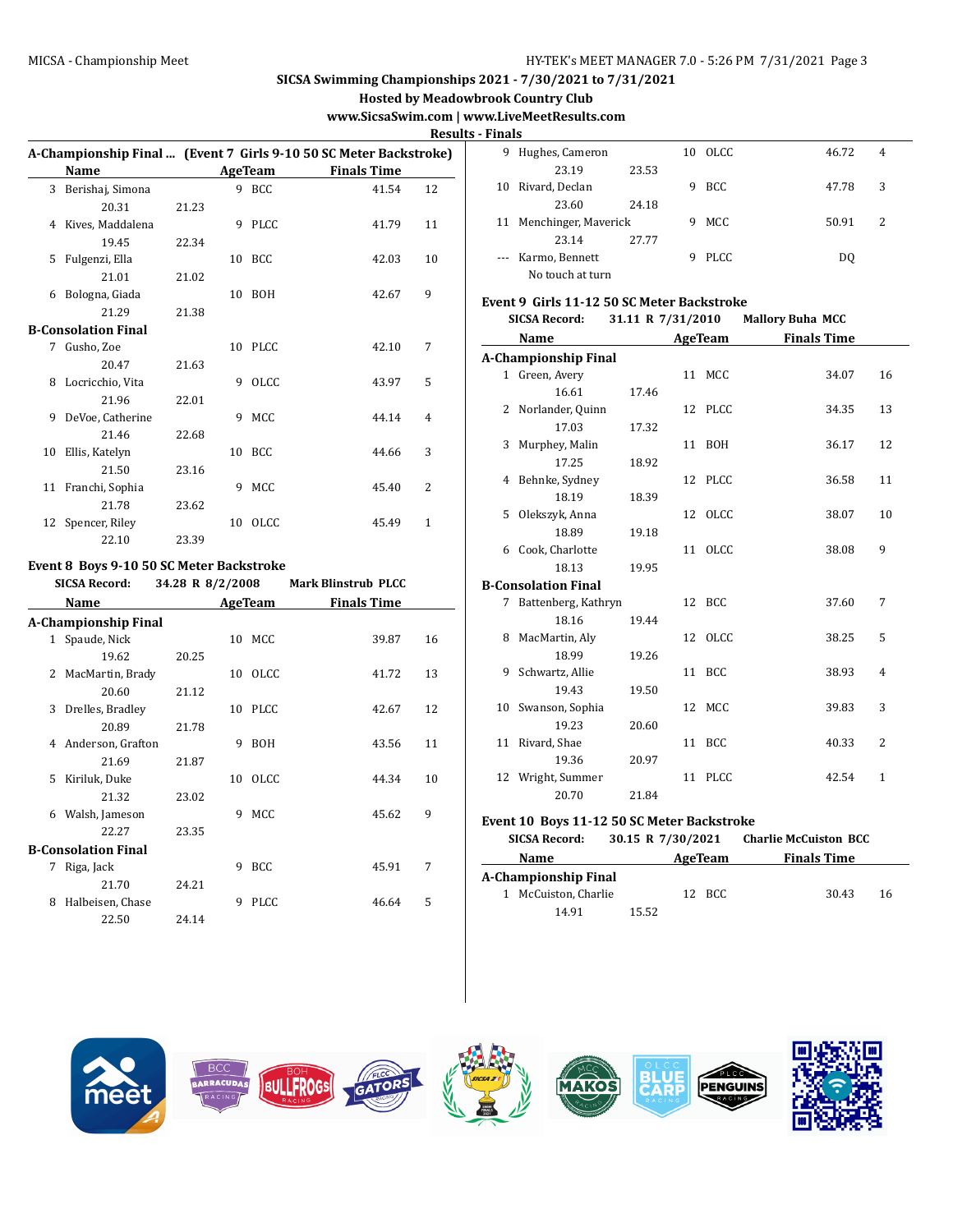SICSA Swimming Championships 2021 - 7/30/2021 to 7/31/2021

Hosted by Meadowbrook Country Club

www.SicsaSwim.com | www.LiveMeetResults.com

Results - Finals

## A-Championship Final ... (Event 7 Girls 9-10 50 SC Meter Backstroke)

| | Name | Age | Team | Finals Time | Points |
|---|---|---|---|---|---|
| 3 | Berishaj, Simona | 9 | BCC | 41.54 | 12 |
| | 20.31 | 21.23 | | | |
| 4 | Kives, Maddalena | 9 | PLCC | 41.79 | 11 |
| | 19.45 | 22.34 | | | |
| 5 | Fulgenzi, Ella | 10 | BCC | 42.03 | 10 |
| | 21.01 | 21.02 | | | |
| 6 | Bologna, Giada | 10 | BOH | 42.67 | 9 |
| | 21.29 | 21.38 | | | |
| **B-Consolation Final** | | | | | |
| 7 | Gusho, Zoe | 10 | PLCC | 42.10 | 7 |
| | 20.47 | 21.63 | | | |
| 8 | Locricchio, Vita | 9 | OLCC | 43.97 | 5 |
| | 21.96 | 22.01 | | | |
| 9 | DeVoe, Catherine | 9 | MCC | 44.14 | 4 |
| | 21.46 | 22.68 | | | |
| 10 | Ellis, Katelyn | 10 | BCC | 44.66 | 3 |
| | 21.50 | 23.16 | | | |
| 11 | Franchi, Sophia | 9 | MCC | 45.40 | 2 |
| | 21.78 | 23.62 | | | |
| 12 | Spencer, Riley | 10 | OLCC | 45.49 | 1 |
| | 22.10 | 23.39 | | | |

## Event 8 Boys 9-10 50 SC Meter Backstroke

SICSA Record: 34.28 R 8/2/2008 Mark Blinstrub PLCC

| | Name | Age | Team | Finals Time | Points |
|---|---|---|---|---|---|
| **A-Championship Final** | | | | | |
| 1 | Spaude, Nick | 10 | MCC | 39.87 | 16 |
| | 19.62 | 20.25 | | | |
| 2 | MacMartin, Brady | 10 | OLCC | 41.72 | 13 |
| | 20.60 | 21.12 | | | |
| 3 | Drelles, Bradley | 10 | PLCC | 42.67 | 12 |
| | 20.89 | 21.78 | | | |
| 4 | Anderson, Grafton | 9 | BOH | 43.56 | 11 |
| | 21.69 | 21.87 | | | |
| 5 | Kiriluk, Duke | 10 | OLCC | 44.34 | 10 |
| | 21.32 | 23.02 | | | |
| 6 | Walsh, Jameson | 9 | MCC | 45.62 | 9 |
| | 22.27 | 23.35 | | | |
| **B-Consolation Final** | | | | | |
| 7 | Riga, Jack | 9 | BCC | 45.91 | 7 |
| | 21.70 | 24.21 | | | |
| 8 | Halbeisen, Chase | 9 | PLCC | 46.64 | 5 |
| | 22.50 | 24.14 | | | |
| 9 | Hughes, Cameron | 10 | OLCC | 46.72 | 4 |
| | 23.19 | 23.53 | | | |
| 10 | Rivard, Declan | 9 | BCC | 47.78 | 3 |
| | 23.60 | 24.18 | | | |
| 11 | Menchinger, Maverick | 9 | MCC | 50.91 | 2 |
| | 23.14 | 27.77 | | | |
| --- | Karmo, Bennett | 9 | PLCC | DQ | |
| | No touch at turn | | | | |

## Event 9 Girls 11-12 50 SC Meter Backstroke

SICSA Record: 31.11 R 7/31/2010 Mallory Buha MCC

| | Name | Age | Team | Finals Time | Points |
|---|---|---|---|---|---|
| **A-Championship Final** | | | | | |
| 1 | Green, Avery | 11 | MCC | 34.07 | 16 |
| | 16.61 | 17.46 | | | |
| 2 | Norlander, Quinn | 12 | PLCC | 34.35 | 13 |
| | 17.03 | 17.32 | | | |
| 3 | Murphey, Malin | 11 | BOH | 36.17 | 12 |
| | 17.25 | 18.92 | | | |
| 4 | Behnke, Sydney | 12 | PLCC | 36.58 | 11 |
| | 18.19 | 18.39 | | | |
| 5 | Olekszyk, Anna | 12 | OLCC | 38.07 | 10 |
| | 18.89 | 19.18 | | | |
| 6 | Cook, Charlotte | 11 | OLCC | 38.08 | 9 |
| | 18.13 | 19.95 | | | |
| **B-Consolation Final** | | | | | |
| 7 | Battenberg, Kathryn | 12 | BCC | 37.60 | 7 |
| | 18.16 | 19.44 | | | |
| 8 | MacMartin, Aly | 12 | OLCC | 38.25 | 5 |
| | 18.99 | 19.26 | | | |
| 9 | Schwartz, Allie | 11 | BCC | 38.93 | 4 |
| | 19.43 | 19.50 | | | |
| 10 | Swanson, Sophia | 12 | MCC | 39.83 | 3 |
| | 19.23 | 20.60 | | | |
| 11 | Rivard, Shae | 11 | BCC | 40.33 | 2 |
| | 19.36 | 20.97 | | | |
| 12 | Wright, Summer | 11 | PLCC | 42.54 | 1 |
| | 20.70 | 21.84 | | | |

## Event 10 Boys 11-12 50 SC Meter Backstroke

SICSA Record: 30.15 R 7/30/2021 Charlie McCuiston BCC

| | Name | Age | Team | Finals Time | Points |
|---|---|---|---|---|---|
| **A-Championship Final** | | | | | |
| 1 | McCuiston, Charlie | 12 | BCC | 30.43 | 16 |
| | 14.91 | 15.52 | | | |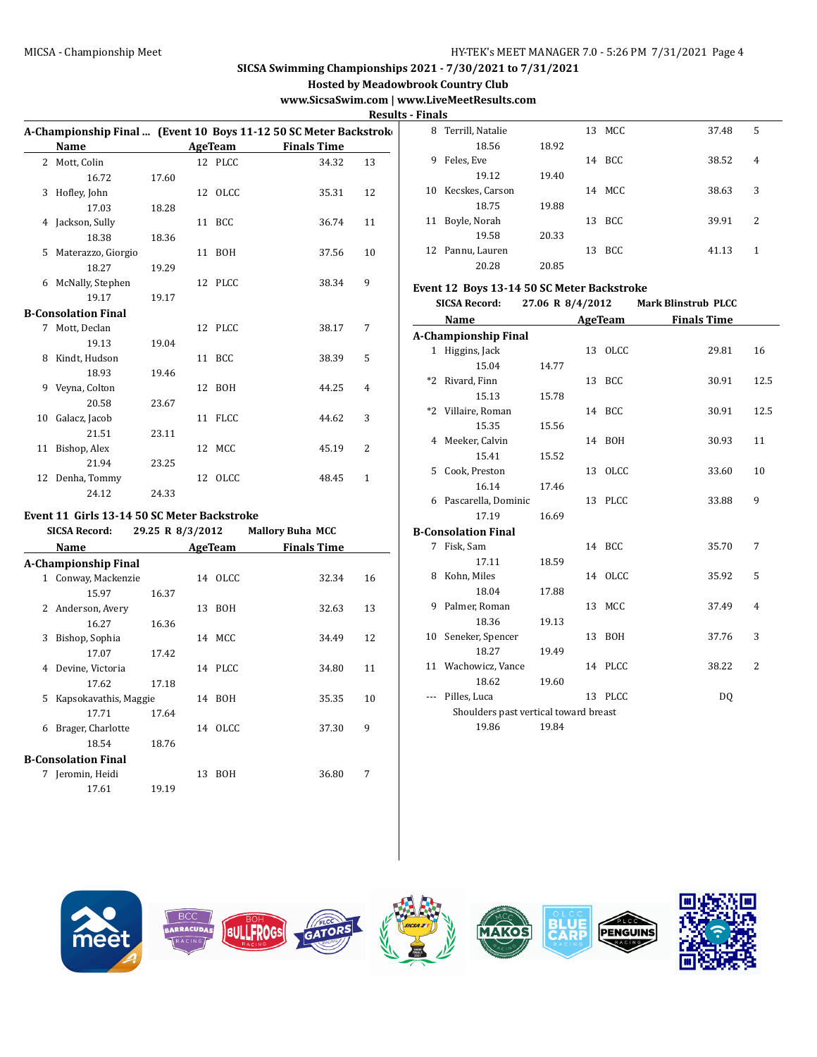## SICSA Swimming Championships 2021 - 7/30/2021 to 7/31/2021

**Hosted by Meadowbrook Country Club**

**www.SicsaSwim.com | www.LiveMeetResults.com**

**Results - Finals**

### A-Championship Final ... (Event 10 Boys 11-12 50 SC Meter Backstroke)

| | Name | Age | Team | Finals Time | Points |
|---|---|---|---|---|---|
| 2 | Mott, Colin | 12 | PLCC | 34.32 | 13 |
| | 16.72 / 17.60 | | | | |
| 3 | Hofley, John | 12 | OLCC | 35.31 | 12 |
| | 17.03 / 18.28 | | | | |
| 4 | Jackson, Sully | 11 | BCC | 36.74 | 11 |
| | 18.38 / 18.36 | | | | |
| 5 | Materazzo, Giorgio | 11 | BOH | 37.56 | 10 |
| | 18.27 / 19.29 | | | | |
| 6 | McNally, Stephen | 12 | PLCC | 38.34 | 9 |
| | 19.17 / 19.17 | | | | |
| **B-Consolation Final** | | | | | |
| 7 | Mott, Declan | 12 | PLCC | 38.17 | 7 |
| | 19.13 / 19.04 | | | | |
| 8 | Kindt, Hudson | 11 | BCC | 38.39 | 5 |
| | 18.93 / 19.46 | | | | |
| 9 | Veyna, Colton | 12 | BOH | 44.25 | 4 |
| | 20.58 / 23.67 | | | | |
| 10 | Galacz, Jacob | 11 | FLCC | 44.62 | 3 |
| | 21.51 / 23.11 | | | | |
| 11 | Bishop, Alex | 12 | MCC | 45.19 | 2 |
| | 21.94 / 23.25 | | | | |
| 12 | Denha, Tommy | 12 | OLCC | 48.45 | 1 |
| | 24.12 / 24.33 | | | | |

### Event 11 Girls 13-14 50 SC Meter Backstroke

**SICSA Record: 29.25 R 8/3/2012 Mallory Buha MCC**

| | Name | Age | Team | Finals Time | Points |
|---|---|---|---|---|---|
| **A-Championship Final** | | | | | |
| 1 | Conway, Mackenzie | 14 | OLCC | 32.34 | 16 |
| | 15.97 / 16.37 | | | | |
| 2 | Anderson, Avery | 13 | BOH | 32.63 | 13 |
| | 16.27 / 16.36 | | | | |
| 3 | Bishop, Sophia | 14 | MCC | 34.49 | 12 |
| | 17.07 / 17.42 | | | | |
| 4 | Devine, Victoria | 14 | PLCC | 34.80 | 11 |
| | 17.62 / 17.18 | | | | |
| 5 | Kapsokavathis, Maggie | 14 | BOH | 35.35 | 10 |
| | 17.71 / 17.64 | | | | |
| 6 | Brager, Charlotte | 14 | OLCC | 37.30 | 9 |
| | 18.54 / 18.76 | | | | |
| **B-Consolation Final** | | | | | |
| 7 | Jeromin, Heidi | 13 | BOH | 36.80 | 7 |
| | 17.61 / 19.19 | | | | |
| 8 | Terrill, Natalie | 13 | MCC | 37.48 | 5 |
| | 18.56 / 18.92 | | | | |
| 9 | Feles, Eve | 14 | BCC | 38.52 | 4 |
| | 19.12 / 19.40 | | | | |
| 10 | Kecskes, Carson | 14 | MCC | 38.63 | 3 |
| | 18.75 / 19.88 | | | | |
| 11 | Boyle, Norah | 13 | BCC | 39.91 | 2 |
| | 19.58 / 20.33 | | | | |
| 12 | Pannu, Lauren | 13 | BCC | 41.13 | 1 |
| | 20.28 / 20.85 | | | | |

### Event 12 Boys 13-14 50 SC Meter Backstroke

**SICSA Record: 27.06 R 8/4/2012 Mark Blinstrub PLCC**

| | Name | Age | Team | Finals Time | Points |
|---|---|---|---|---|---|
| **A-Championship Final** | | | | | |
| 1 | Higgins, Jack | 13 | OLCC | 29.81 | 16 |
| | 15.04 / 14.77 | | | | |
| *2 | Rivard, Finn | 13 | BCC | 30.91 | 12.5 |
| | 15.13 / 15.78 | | | | |
| *2 | Villaire, Roman | 14 | BCC | 30.91 | 12.5 |
| | 15.35 / 15.56 | | | | |
| 4 | Meeker, Calvin | 14 | BOH | 30.93 | 11 |
| | 15.41 / 15.52 | | | | |
| 5 | Cook, Preston | 13 | OLCC | 33.60 | 10 |
| | 16.14 / 17.46 | | | | |
| 6 | Pascarella, Dominic | 13 | PLCC | 33.88 | 9 |
| | 17.19 / 16.69 | | | | |
| **B-Consolation Final** | | | | | |
| 7 | Fisk, Sam | 14 | BCC | 35.70 | 7 |
| | 17.11 / 18.59 | | | | |
| 8 | Kohn, Miles | 14 | OLCC | 35.92 | 5 |
| | 18.04 / 17.88 | | | | |
| 9 | Palmer, Roman | 13 | MCC | 37.49 | 4 |
| | 18.36 / 19.13 | | | | |
| 10 | Seneker, Spencer | 13 | BOH | 37.76 | 3 |
| | 18.27 / 19.49 | | | | |
| 11 | Wachowicz, Vance | 14 | PLCC | 38.22 | 2 |
| | 18.62 / 19.60 | | | | |
| --- | Pilles, Luca | 13 | PLCC | DQ | |
| | Shoulders past vertical toward breast | | | | |
| | 19.86 / 19.84 | | | | |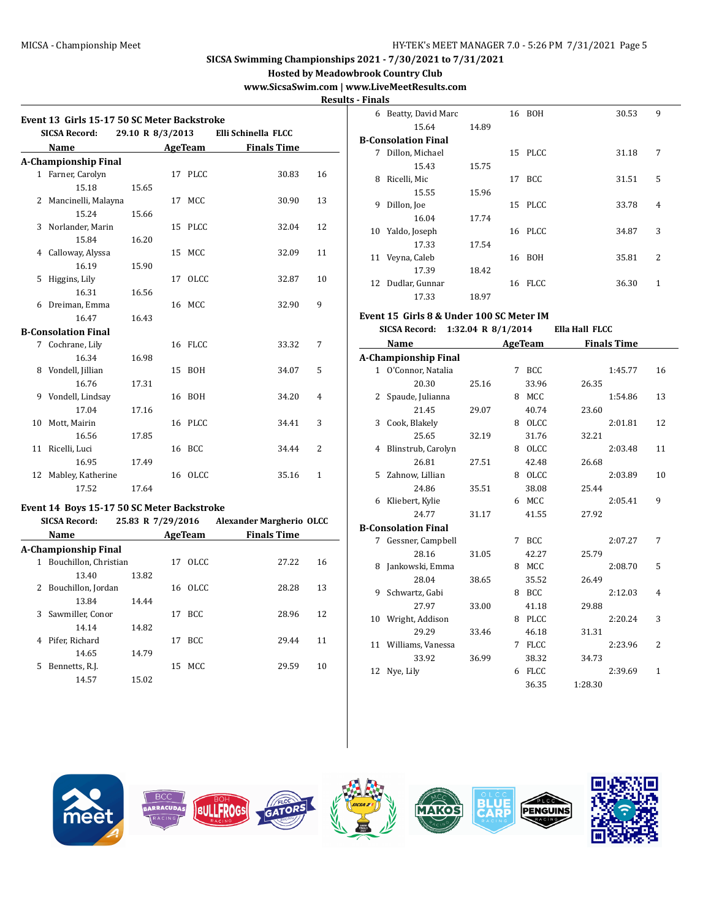SICSA Swimming Championships 2021 - 7/30/2021 to 7/31/2021

Hosted by Meadowbrook Country Club

www.SicsaSwim.com | www.LiveMeetResults.com

Results - Finals

## Event 13 Girls 15-17 50 SC Meter Backstroke

SICSA Record: 29.10 R 8/3/2013 Elli Schinella FLCC

| | Name | Age | Team | Finals Time | Points |
|---|---|---|---|---|---|
| **A-Championship Final** | | | | | |
| 1 | Farner, Carolyn | 17 | PLCC | 30.83 | 16 |
| | 15.18 | 15.65 | | | |
| 2 | Mancinelli, Malayna | 17 | MCC | 30.90 | 13 |
| | 15.24 | 15.66 | | | |
| 3 | Norlander, Marin | 15 | PLCC | 32.04 | 12 |
| | 15.84 | 16.20 | | | |
| 4 | Calloway, Alyssa | 15 | MCC | 32.09 | 11 |
| | 16.19 | 15.90 | | | |
| 5 | Higgins, Lily | 17 | OLCC | 32.87 | 10 |
| | 16.31 | 16.56 | | | |
| 6 | Dreiman, Emma | 16 | MCC | 32.90 | 9 |
| | 16.47 | 16.43 | | | |
| **B-Consolation Final** | | | | | |
| 7 | Cochrane, Lily | 16 | FLCC | 33.32 | 7 |
| | 16.34 | 16.98 | | | |
| 8 | Vondell, Jillian | 15 | BOH | 34.07 | 5 |
| | 16.76 | 17.31 | | | |
| 9 | Vondell, Lindsay | 16 | BOH | 34.20 | 4 |
| | 17.04 | 17.16 | | | |
| 10 | Mott, Mairin | 16 | PLCC | 34.41 | 3 |
| | 16.56 | 17.85 | | | |
| 11 | Ricelli, Luci | 16 | BCC | 34.44 | 2 |
| | 16.95 | 17.49 | | | |
| 12 | Mabley, Katherine | 16 | OLCC | 35.16 | 1 |
| | 17.52 | 17.64 | | | |

## Event 14 Boys 15-17 50 SC Meter Backstroke

SICSA Record: 25.83 R 7/29/2016 Alexander Margherio OLCC

| | Name | Age | Team | Finals Time | Points |
|---|---|---|---|---|---|
| **A-Championship Final** | | | | | |
| 1 | Bouchillon, Christian | 17 | OLCC | 27.22 | 16 |
| | 13.40 | 13.82 | | | |
| 2 | Bouchillon, Jordan | 16 | OLCC | 28.28 | 13 |
| | 13.84 | 14.44 | | | |
| 3 | Sawmiller, Conor | 17 | BCC | 28.96 | 12 |
| | 14.14 | 14.82 | | | |
| 4 | Pifer, Richard | 17 | BCC | 29.44 | 11 |
| | 14.65 | 14.79 | | | |
| 5 | Bennetts, R.J. | 15 | MCC | 29.59 | 10 |
| | 14.57 | 15.02 | | | |
| 6 | Beatty, David Marc | 16 | BOH | 30.53 | 9 |
| | 15.64 | 14.89 | | | |
| **B-Consolation Final** | | | | | |
| 7 | Dillon, Michael | 15 | PLCC | 31.18 | 7 |
| | 15.43 | 15.75 | | | |
| 8 | Ricelli, Mic | 17 | BCC | 31.51 | 5 |
| | 15.55 | 15.96 | | | |
| 9 | Dillon, Joe | 15 | PLCC | 33.78 | 4 |
| | 16.04 | 17.74 | | | |
| 10 | Yaldo, Joseph | 16 | PLCC | 34.87 | 3 |
| | 17.33 | 17.54 | | | |
| 11 | Veyna, Caleb | 16 | BOH | 35.81 | 2 |
| | 17.39 | 18.42 | | | |
| 12 | Dudlar, Gunnar | 16 | FLCC | 36.30 | 1 |
| | 17.33 | 18.97 | | | |

## Event 15 Girls 8 & Under 100 SC Meter IM

SICSA Record: 1:32.04 R 8/1/2014 Ella Hall FLCC

| | Name | | Age | Team | | Finals Time | Points |
|---|---|---|---|---|---|---|---|
| **A-Championship Final** | | | | | | | |
| 1 | O'Connor, Natalia | | 7 | BCC | | 1:45.77 | 16 |
| | 20.30 | 25.16 | 33.96 | | 26.35 | | |
| 2 | Spaude, Julianna | | 8 | MCC | | 1:54.86 | 13 |
| | 21.45 | 29.07 | 40.74 | | 23.60 | | |
| 3 | Cook, Blakely | | 8 | OLCC | | 2:01.81 | 12 |
| | 25.65 | 32.19 | 31.76 | | 32.21 | | |
| 4 | Blinstrub, Carolyn | | 8 | OLCC | | 2:03.48 | 11 |
| | 26.81 | 27.51 | 42.48 | | 26.68 | | |
| 5 | Zahnow, Lillian | | 8 | OLCC | | 2:03.89 | 10 |
| | 24.86 | 35.51 | 38.08 | | 25.44 | | |
| 6 | Kliebert, Kylie | | 6 | MCC | | 2:05.41 | 9 |
| | 24.77 | 31.17 | 41.55 | | 27.92 | | |
| **B-Consolation Final** | | | | | | | |
| 7 | Gessner, Campbell | | 7 | BCC | | 2:07.27 | 7 |
| | 28.16 | 31.05 | 42.27 | | 25.79 | | |
| 8 | Jankowski, Emma | | 8 | MCC | | 2:08.70 | 5 |
| | 28.04 | 38.65 | 35.52 | | 26.49 | | |
| 9 | Schwartz, Gabi | | 8 | BCC | | 2:12.03 | 4 |
| | 27.97 | 33.00 | 41.18 | | 29.88 | | |
| 10 | Wright, Addison | | 8 | PLCC | | 2:20.24 | 3 |
| | 29.29 | 33.46 | 46.18 | | 31.31 | | |
| 11 | Williams, Vanessa | | 7 | FLCC | | 2:23.96 | 2 |
| | 33.92 | 36.99 | 38.32 | | 34.73 | | |
| 12 | Nye, Lily | | 6 | FLCC | | 2:39.69 | 1 |
| | | | 36.35 | | 1:28.30 | | |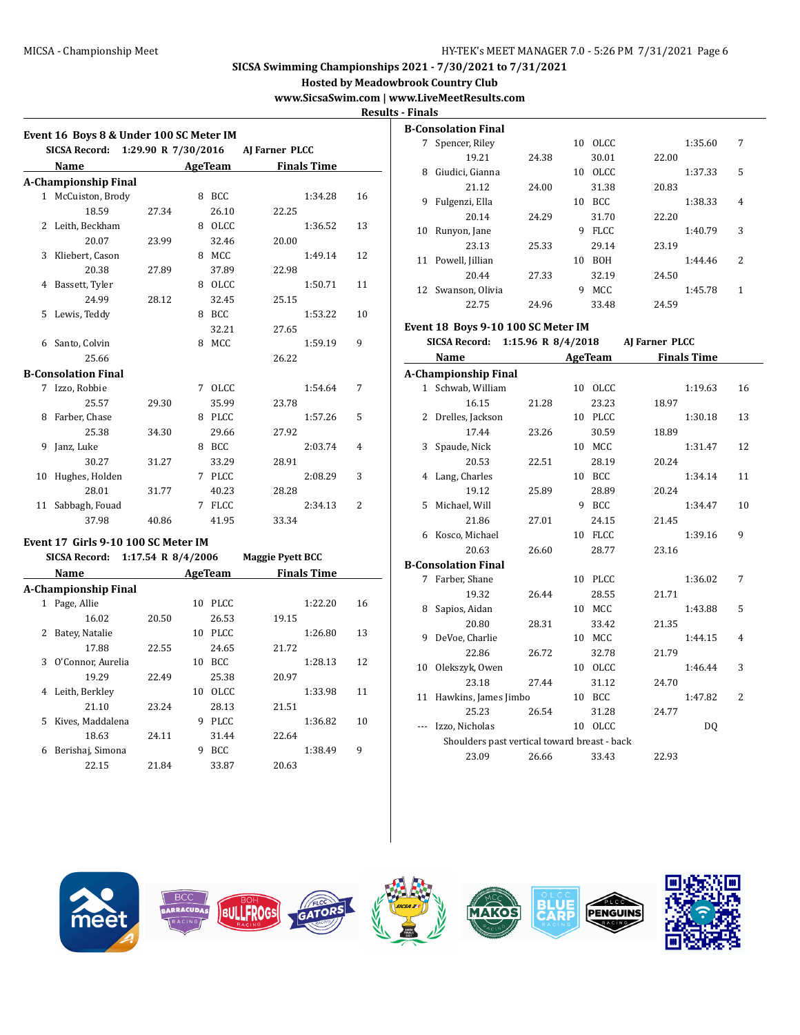# SICSA Swimming Championships 2021 - 7/30/2021 to 7/31/2021

**Hosted by Meadowbrook Country Club**

**www.SicsaSwim.com | www.LiveMeetResults.com**

**Results - Finals**

## Event 16 Boys 8 & Under 100 SC Meter IM

**SICSA Record: 1:29.90 R 7/30/2016 AJ Farner PLCC**

| | Name | Age | Team | Finals Time | Points |
|---|---|---|---|---|---|
| **A-Championship Final** | | | | | |
| 1 | McCuiston, Brody | 8 | BCC | 1:34.28 | 16 |
| | 18.59 / 27.34 / 26.10 / 22.25 | | | | |
| 2 | Leith, Beckham | 8 | OLCC | 1:36.52 | 13 |
| | 20.07 / 23.99 / 32.46 / 20.00 | | | | |
| 3 | Kliebert, Cason | 8 | MCC | 1:49.14 | 12 |
| | 20.38 / 27.89 / 37.89 / 22.98 | | | | |
| 4 | Bassett, Tyler | 8 | OLCC | 1:50.71 | 11 |
| | 24.99 / 28.12 / 32.45 / 25.15 | | | | |
| 5 | Lewis, Teddy | 8 | BCC | 1:53.22 | 10 |
| | 32.21 / 27.65 | | | | |
| 6 | Santo, Colvin | 8 | MCC | 1:59.19 | 9 |
| | 25.66 / 26.22 | | | | |
| **B-Consolation Final** | | | | | |
| 7 | Izzo, Robbie | 7 | OLCC | 1:54.64 | 7 |
| | 25.57 / 29.30 / 35.99 / 23.78 | | | | |
| 8 | Farber, Chase | 8 | PLCC | 1:57.26 | 5 |
| | 25.38 / 34.30 / 29.66 / 27.92 | | | | |
| 9 | Janz, Luke | 8 | BCC | 2:03.74 | 4 |
| | 30.27 / 31.27 / 33.29 / 28.91 | | | | |
| 10 | Hughes, Holden | 7 | PLCC | 2:08.29 | 3 |
| | 28.01 / 31.77 / 40.23 / 28.28 | | | | |
| 11 | Sabbagh, Fouad | 7 | FLCC | 2:34.13 | 2 |
| | 37.98 / 40.86 / 41.95 / 33.34 | | | | |

## Event 17 Girls 9-10 100 SC Meter IM

**SICSA Record: 1:17.54 R 8/4/2006 Maggie Pyett BCC**

| | Name | Age | Team | Finals Time | Points |
|---|---|---|---|---|---|
| **A-Championship Final** | | | | | |
| 1 | Page, Allie | 10 | PLCC | 1:22.20 | 16 |
| | 16.02 / 20.50 / 26.53 / 19.15 | | | | |
| 2 | Batey, Natalie | 10 | PLCC | 1:26.80 | 13 |
| | 17.88 / 22.55 / 24.65 / 21.72 | | | | |
| 3 | O'Connor, Aurelia | 10 | BCC | 1:28.13 | 12 |
| | 19.29 / 22.49 / 25.38 / 20.97 | | | | |
| 4 | Leith, Berkley | 10 | OLCC | 1:33.98 | 11 |
| | 21.10 / 23.24 / 28.13 / 21.51 | | | | |
| 5 | Kives, Maddalena | 9 | PLCC | 1:36.82 | 10 |
| | 18.63 / 24.11 / 31.44 / 22.64 | | | | |
| 6 | Berishaj, Simona | 9 | BCC | 1:38.49 | 9 |
| | 22.15 / 21.84 / 33.87 / 20.63 | | | | |
| **B-Consolation Final** | | | | | |
| 7 | Spencer, Riley | 10 | OLCC | 1:35.60 | 7 |
| | 19.21 / 24.38 / 30.01 / 22.00 | | | | |
| 8 | Giudici, Gianna | 10 | OLCC | 1:37.33 | 5 |
| | 21.12 / 24.00 / 31.38 / 20.83 | | | | |
| 9 | Fulgenzi, Ella | 10 | BCC | 1:38.33 | 4 |
| | 20.14 / 24.29 / 31.70 / 22.20 | | | | |
| 10 | Runyon, Jane | 9 | FLCC | 1:40.79 | 3 |
| | 23.13 / 25.33 / 29.14 / 23.19 | | | | |
| 11 | Powell, Jillian | 10 | BOH | 1:44.46 | 2 |
| | 20.44 / 27.33 / 32.19 / 24.50 | | | | |
| 12 | Swanson, Olivia | 9 | MCC | 1:45.78 | 1 |
| | 22.75 / 24.96 / 33.48 / 24.59 | | | | |

## Event 18 Boys 9-10 100 SC Meter IM

**SICSA Record: 1:15.96 R 8/4/2018 AJ Farner PLCC**

| | Name | Age | Team | Finals Time | Points |
|---|---|---|---|---|---|
| **A-Championship Final** | | | | | |
| 1 | Schwab, William | 10 | OLCC | 1:19.63 | 16 |
| | 16.15 / 21.28 / 23.23 / 18.97 | | | | |
| 2 | Drelles, Jackson | 10 | PLCC | 1:30.18 | 13 |
| | 17.44 / 23.26 / 30.59 / 18.89 | | | | |
| 3 | Spaude, Nick | 10 | MCC | 1:31.47 | 12 |
| | 20.53 / 22.51 / 28.19 / 20.24 | | | | |
| 4 | Lang, Charles | 10 | BCC | 1:34.14 | 11 |
| | 19.12 / 25.89 / 28.89 / 20.24 | | | | |
| 5 | Michael, Will | 9 | BCC | 1:34.47 | 10 |
| | 21.86 / 27.01 / 24.15 / 21.45 | | | | |
| 6 | Kosco, Michael | 10 | FLCC | 1:39.16 | 9 |
| | 20.63 / 26.60 / 28.77 / 23.16 | | | | |
| **B-Consolation Final** | | | | | |
| 7 | Farber, Shane | 10 | PLCC | 1:36.02 | 7 |
| | 19.32 / 26.44 / 28.55 / 21.71 | | | | |
| 8 | Sapios, Aidan | 10 | MCC | 1:43.88 | 5 |
| | 20.80 / 28.31 / 33.42 / 21.35 | | | | |
| 9 | DeVoe, Charlie | 10 | MCC | 1:44.15 | 4 |
| | 22.86 / 26.72 / 32.78 / 21.79 | | | | |
| 10 | Olekszyk, Owen | 10 | OLCC | 1:46.44 | 3 |
| | 23.18 / 27.44 / 31.12 / 24.70 | | | | |
| 11 | Hawkins, James Jimbo | 10 | BCC | 1:47.82 | 2 |
| | 25.23 / 26.54 / 31.28 / 24.77 | | | | |
| --- | Izzo, Nicholas | 10 | OLCC | DQ | |
| | Shoulders past vertical toward breast - back | | | | |
| | 23.09 / 26.66 / 33.43 / 22.93 | | | | |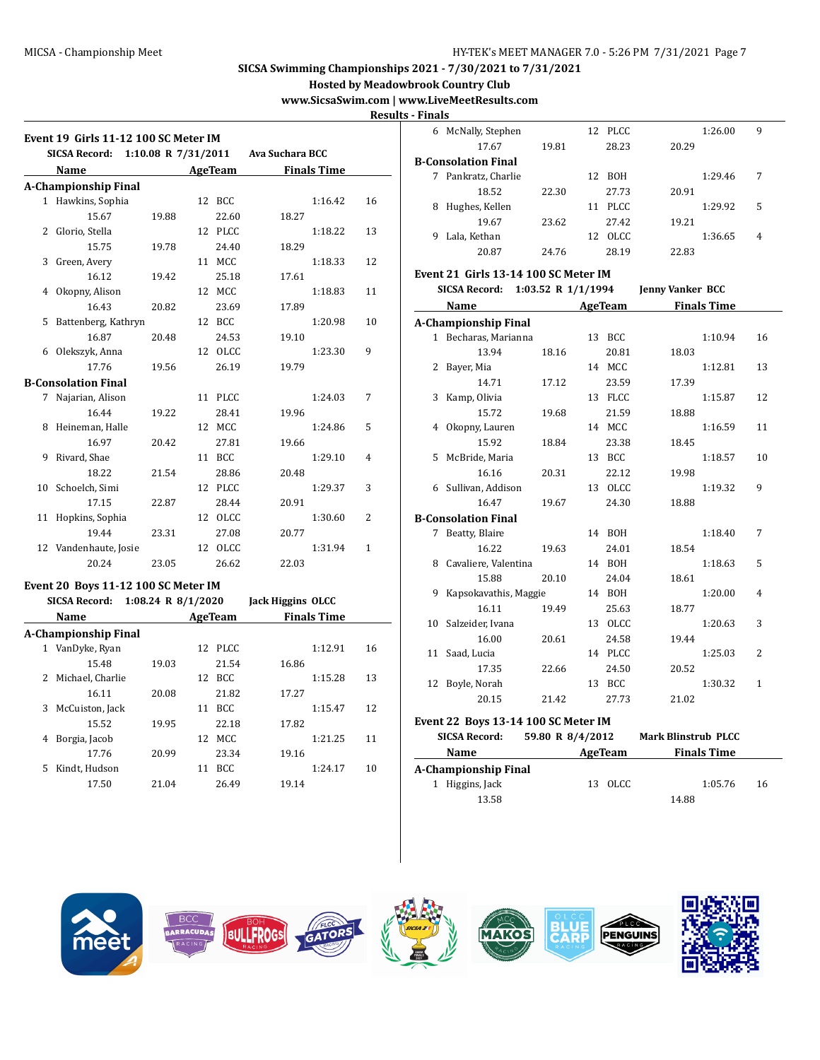## SICSA Swimming Championships 2021 - 7/30/2021 to 7/31/2021

**Hosted by Meadowbrook Country Club**

**www.SicsaSwim.com | www.LiveMeetResults.com**

**Results - Finals**

### Event 19 Girls 11-12 100 SC Meter IM

SICSA Record: 1:10.08 R 7/31/2011 Ava Suchara BCC

| Place | Name | Age | Team | Splits | | | | Finals Time | Points |
|---|---|---|---|---|---|---|---|---|---|
| **A-Championship Final** | | | | | | | | | |
| 1 | Hawkins, Sophia | 12 | BCC | 15.67 | 19.88 | 22.60 | 18.27 | 1:16.42 | 16 |
| 2 | Glorio, Stella | 12 | PLCC | 15.75 | 19.78 | 24.40 | 18.29 | 1:18.22 | 13 |
| 3 | Green, Avery | 11 | MCC | 16.12 | 19.42 | 25.18 | 17.61 | 1:18.33 | 12 |
| 4 | Okopny, Alison | 12 | MCC | 16.43 | 20.82 | 23.69 | 17.89 | 1:18.83 | 11 |
| 5 | Battenberg, Kathryn | 12 | BCC | 16.87 | 20.48 | 24.53 | 19.10 | 1:20.98 | 10 |
| 6 | Olekszyk, Anna | 12 | OLCC | 17.76 | 19.56 | 26.19 | 19.79 | 1:23.30 | 9 |
| **B-Consolation Final** | | | | | | | | | |
| 7 | Najarian, Alison | 11 | PLCC | 16.44 | 19.22 | 28.41 | 19.96 | 1:24.03 | 7 |
| 8 | Heineman, Halle | 12 | MCC | 16.97 | 20.42 | 27.81 | 19.66 | 1:24.86 | 5 |
| 9 | Rivard, Shae | 11 | BCC | 18.22 | 21.54 | 28.86 | 20.48 | 1:29.10 | 4 |
| 10 | Schoelch, Simi | 12 | PLCC | 17.15 | 22.87 | 28.44 | 20.91 | 1:29.37 | 3 |
| 11 | Hopkins, Sophia | 12 | OLCC | 19.44 | 23.31 | 27.08 | 20.77 | 1:30.60 | 2 |
| 12 | Vandenhaute, Josie | 12 | OLCC | 20.24 | 23.05 | 26.62 | 22.03 | 1:31.94 | 1 |

### Event 20 Boys 11-12 100 SC Meter IM

SICSA Record: 1:08.24 R 8/1/2020 Jack Higgins OLCC

| Place | Name | Age | Team | Splits | | | | Finals Time | Points |
|---|---|---|---|---|---|---|---|---|---|
| **A-Championship Final** | | | | | | | | | |
| 1 | VanDyke, Ryan | 12 | PLCC | 15.48 | 19.03 | 21.54 | 16.86 | 1:12.91 | 16 |
| 2 | Michael, Charlie | 12 | BCC | 16.11 | 20.08 | 21.82 | 17.27 | 1:15.28 | 13 |
| 3 | McCuiston, Jack | 11 | BCC | 15.52 | 19.95 | 22.18 | 17.82 | 1:15.47 | 12 |
| 4 | Borgia, Jacob | 12 | MCC | 17.76 | 20.99 | 23.34 | 19.16 | 1:21.25 | 11 |
| 5 | Kindt, Hudson | 11 | BCC | 17.50 | 21.04 | 26.49 | 19.14 | 1:24.17 | 10 |
| 6 | McNally, Stephen | 12 | PLCC | 17.67 | 19.81 | 28.23 | 20.29 | 1:26.00 | 9 |
| **B-Consolation Final** | | | | | | | | | |
| 7 | Pankratz, Charlie | 12 | BOH | 18.52 | 22.30 | 27.73 | 20.91 | 1:29.46 | 7 |
| 8 | Hughes, Kellen | 11 | PLCC | 19.67 | 23.62 | 27.42 | 19.21 | 1:29.92 | 5 |
| 9 | Lala, Kethan | 12 | OLCC | 20.87 | 24.76 | 28.19 | 22.83 | 1:36.65 | 4 |

### Event 21 Girls 13-14 100 SC Meter IM

SICSA Record: 1:03.52 R 1/1/1994 Jenny Vanker BCC

| Place | Name | Age | Team | Splits | | | | Finals Time | Points |
|---|---|---|---|---|---|---|---|---|---|
| **A-Championship Final** | | | | | | | | | |
| 1 | Becharas, Marianna | 13 | BCC | 13.94 | 18.16 | 20.81 | 18.03 | 1:10.94 | 16 |
| 2 | Bayer, Mia | 14 | MCC | 14.71 | 17.12 | 23.59 | 17.39 | 1:12.81 | 13 |
| 3 | Kamp, Olivia | 13 | FLCC | 15.72 | 19.68 | 21.59 | 18.88 | 1:15.87 | 12 |
| 4 | Okopny, Lauren | 14 | MCC | 15.92 | 18.84 | 23.38 | 18.45 | 1:16.59 | 11 |
| 5 | McBride, Maria | 13 | BCC | 16.16 | 20.31 | 22.12 | 19.98 | 1:18.57 | 10 |
| 6 | Sullivan, Addison | 13 | OLCC | 16.47 | 19.67 | 24.30 | 18.88 | 1:19.32 | 9 |
| **B-Consolation Final** | | | | | | | | | |
| 7 | Beatty, Blaire | 14 | BOH | 16.22 | 19.63 | 24.01 | 18.54 | 1:18.40 | 7 |
| 8 | Cavaliere, Valentina | 14 | BOH | 15.88 | 20.10 | 24.04 | 18.61 | 1:18.63 | 5 |
| 9 | Kapsokavathis, Maggie | 14 | BOH | 16.11 | 19.49 | 25.63 | 18.77 | 1:20.00 | 4 |
| 10 | Salzeider, Ivana | 13 | OLCC | 16.00 | 20.61 | 24.58 | 19.44 | 1:20.63 | 3 |
| 11 | Saad, Lucia | 14 | PLCC | 17.35 | 22.66 | 24.50 | 20.52 | 1:25.03 | 2 |
| 12 | Boyle, Norah | 13 | BCC | 20.15 | 21.42 | 27.73 | 21.02 | 1:30.32 | 1 |

### Event 22 Boys 13-14 100 SC Meter IM

SICSA Record: 59.80 R 8/4/2012 Mark Blinstrub PLCC

| Place | Name | Age | Team | Splits | | Finals Time | Points |
|---|---|---|---|---|---|---|---|
| **A-Championship Final** | | | | | | | |
| 1 | Higgins, Jack | 13 | OLCC | 13.58 | 14.88 | 1:05.76 | 16 |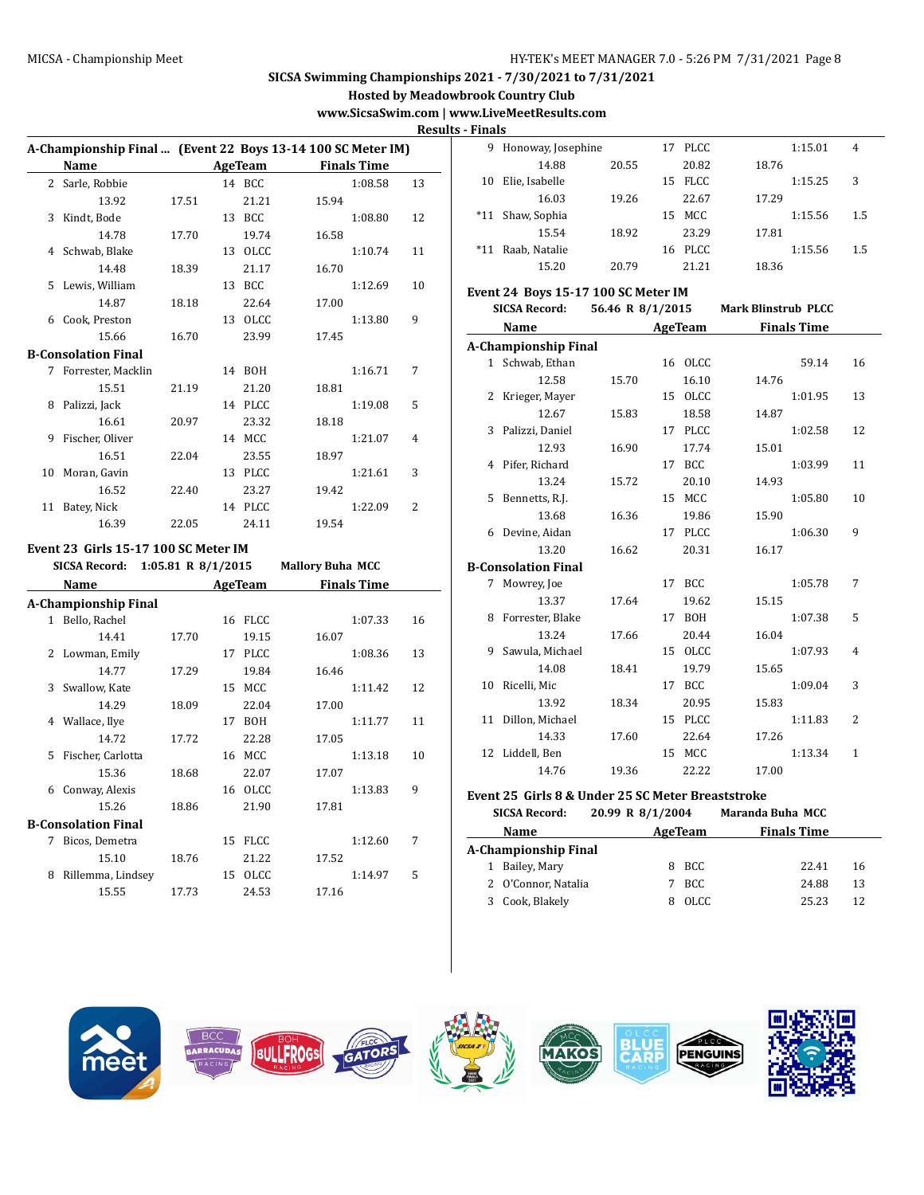## SICSA Swimming Championships 2021 - 7/30/2021 to 7/31/2021

**Hosted by Meadowbrook Country Club**

**www.SicsaSwim.com | www.LiveMeetResults.com**

**Results - Finals**

### A-Championship Final ... (Event 22 Boys 13-14 100 SC Meter IM)

| | Name | | Age | Team | | Finals Time | |
|---|---|---|---|---|---|---|---|
| 2 | Sarle, Robbie | | 14 | BCC | | 1:08.58 | 13 |
| | 13.92 | 17.51 | | 21.21 | 15.94 | | |
| 3 | Kindt, Bode | | 13 | BCC | | 1:08.80 | 12 |
| | 14.78 | 17.70 | | 19.74 | 16.58 | | |
| 4 | Schwab, Blake | | 13 | OLCC | | 1:10.74 | 11 |
| | 14.48 | 18.39 | | 21.17 | 16.70 | | |
| 5 | Lewis, William | | 13 | BCC | | 1:12.69 | 10 |
| | 14.87 | 18.18 | | 22.64 | 17.00 | | |
| 6 | Cook, Preston | | 13 | OLCC | | 1:13.80 | 9 |
| | 15.66 | 16.70 | | 23.99 | 17.45 | | |
| **B-Consolation Final** | | | | | | | |
| 7 | Forrester, Macklin | | 14 | BOH | | 1:16.71 | 7 |
| | 15.51 | 21.19 | | 21.20 | 18.81 | | |
| 8 | Palizzi, Jack | | 14 | PLCC | | 1:19.08 | 5 |
| | 16.61 | 20.97 | | 23.32 | 18.18 | | |
| 9 | Fischer, Oliver | | 14 | MCC | | 1:21.07 | 4 |
| | 16.51 | 22.04 | | 23.55 | 18.97 | | |
| 10 | Moran, Gavin | | 13 | PLCC | | 1:21.61 | 3 |
| | 16.52 | 22.40 | | 23.27 | 19.42 | | |
| 11 | Batey, Nick | | 14 | PLCC | | 1:22.09 | 2 |
| | 16.39 | 22.05 | | 24.11 | 19.54 | | |

### Event 23 Girls 15-17 100 SC Meter IM

**SICSA Record: 1:05.81 R 8/1/2015 Mallory Buha MCC**

| | Name | | Age | Team | | Finals Time | |
|---|---|---|---|---|---|---|---|
| **A-Championship Final** | | | | | | | |
| 1 | Bello, Rachel | | 16 | FLCC | | 1:07.33 | 16 |
| | 14.41 | 17.70 | | 19.15 | 16.07 | | |
| 2 | Lowman, Emily | | 17 | PLCC | | 1:08.36 | 13 |
| | 14.77 | 17.29 | | 19.84 | 16.46 | | |
| 3 | Swallow, Kate | | 15 | MCC | | 1:11.42 | 12 |
| | 14.29 | 18.09 | | 22.04 | 17.00 | | |
| 4 | Wallace, Ilye | | 17 | BOH | | 1:11.77 | 11 |
| | 14.72 | 17.72 | | 22.28 | 17.05 | | |
| 5 | Fischer, Carlotta | | 16 | MCC | | 1:13.18 | 10 |
| | 15.36 | 18.68 | | 22.07 | 17.07 | | |
| 6 | Conway, Alexis | | 16 | OLCC | | 1:13.83 | 9 |
| | 15.26 | 18.86 | | 21.90 | 17.81 | | |
| **B-Consolation Final** | | | | | | | |
| 7 | Bicos, Demetra | | 15 | FLCC | | 1:12.60 | 7 |
| | 15.10 | 18.76 | | 21.22 | 17.52 | | |
| 8 | Rillemma, Lindsey | | 15 | OLCC | | 1:14.97 | 5 |
| | 15.55 | 17.73 | | 24.53 | 17.16 | | |
| 9 | Honoway, Josephine | | 17 | PLCC | | 1:15.01 | 4 |
| | 14.88 | 20.55 | | 20.82 | 18.76 | | |
| 10 | Elie, Isabelle | | 15 | FLCC | | 1:15.25 | 3 |
| | 16.03 | 19.26 | | 22.67 | 17.29 | | |
| *11 | Shaw, Sophia | | 15 | MCC | | 1:15.56 | 1.5 |
| | 15.54 | 18.92 | | 23.29 | 17.81 | | |
| *11 | Raab, Natalie | | 16 | PLCC | | 1:15.56 | 1.5 |
| | 15.20 | 20.79 | | 21.21 | 18.36 | | |

### Event 24 Boys 15-17 100 SC Meter IM

**SICSA Record: 56.46 R 8/1/2015 Mark Blinstrub PLCC**

| | Name | | Age | Team | | Finals Time | |
|---|---|---|---|---|---|---|---|
| **A-Championship Final** | | | | | | | |
| 1 | Schwab, Ethan | | 16 | OLCC | | 59.14 | 16 |
| | 12.58 | 15.70 | | 16.10 | 14.76 | | |
| 2 | Krieger, Mayer | | 15 | OLCC | | 1:01.95 | 13 |
| | 12.67 | 15.83 | | 18.58 | 14.87 | | |
| 3 | Palizzi, Daniel | | 17 | PLCC | | 1:02.58 | 12 |
| | 12.93 | 16.90 | | 17.74 | 15.01 | | |
| 4 | Pifer, Richard | | 17 | BCC | | 1:03.99 | 11 |
| | 13.24 | 15.72 | | 20.10 | 14.93 | | |
| 5 | Bennetts, R.J. | | 15 | MCC | | 1:05.80 | 10 |
| | 13.68 | 16.36 | | 19.86 | 15.90 | | |
| 6 | Devine, Aidan | | 17 | PLCC | | 1:06.30 | 9 |
| | 13.20 | 16.62 | | 20.31 | 16.17 | | |
| **B-Consolation Final** | | | | | | | |
| 7 | Mowrey, Joe | | 17 | BCC | | 1:05.78 | 7 |
| | 13.37 | 17.64 | | 19.62 | 15.15 | | |
| 8 | Forrester, Blake | | 17 | BOH | | 1:07.38 | 5 |
| | 13.24 | 17.66 | | 20.44 | 16.04 | | |
| 9 | Sawula, Michael | | 15 | OLCC | | 1:07.93 | 4 |
| | 14.08 | 18.41 | | 19.79 | 15.65 | | |
| 10 | Ricelli, Mic | | 17 | BCC | | 1:09.04 | 3 |
| | 13.92 | 18.34 | | 20.95 | 15.83 | | |
| 11 | Dillon, Michael | | 15 | PLCC | | 1:11.83 | 2 |
| | 14.33 | 17.60 | | 22.64 | 17.26 | | |
| 12 | Liddell, Ben | | 15 | MCC | | 1:13.34 | 1 |
| | 14.76 | 19.36 | | 22.22 | 17.00 | | |

### Event 25 Girls 8 & Under 25 SC Meter Breaststroke

**SICSA Record: 20.99 R 8/1/2004 Maranda Buha MCC**

| | Name | Age | Team | Finals Time | |
|---|---|---|---|---|---|
| **A-Championship Final** | | | | | |
| 1 | Bailey, Mary | 8 | BCC | 22.41 | 16 |
| 2 | O'Connor, Natalia | 7 | BCC | 24.88 | 13 |
| 3 | Cook, Blakely | 8 | OLCC | 25.23 | 12 |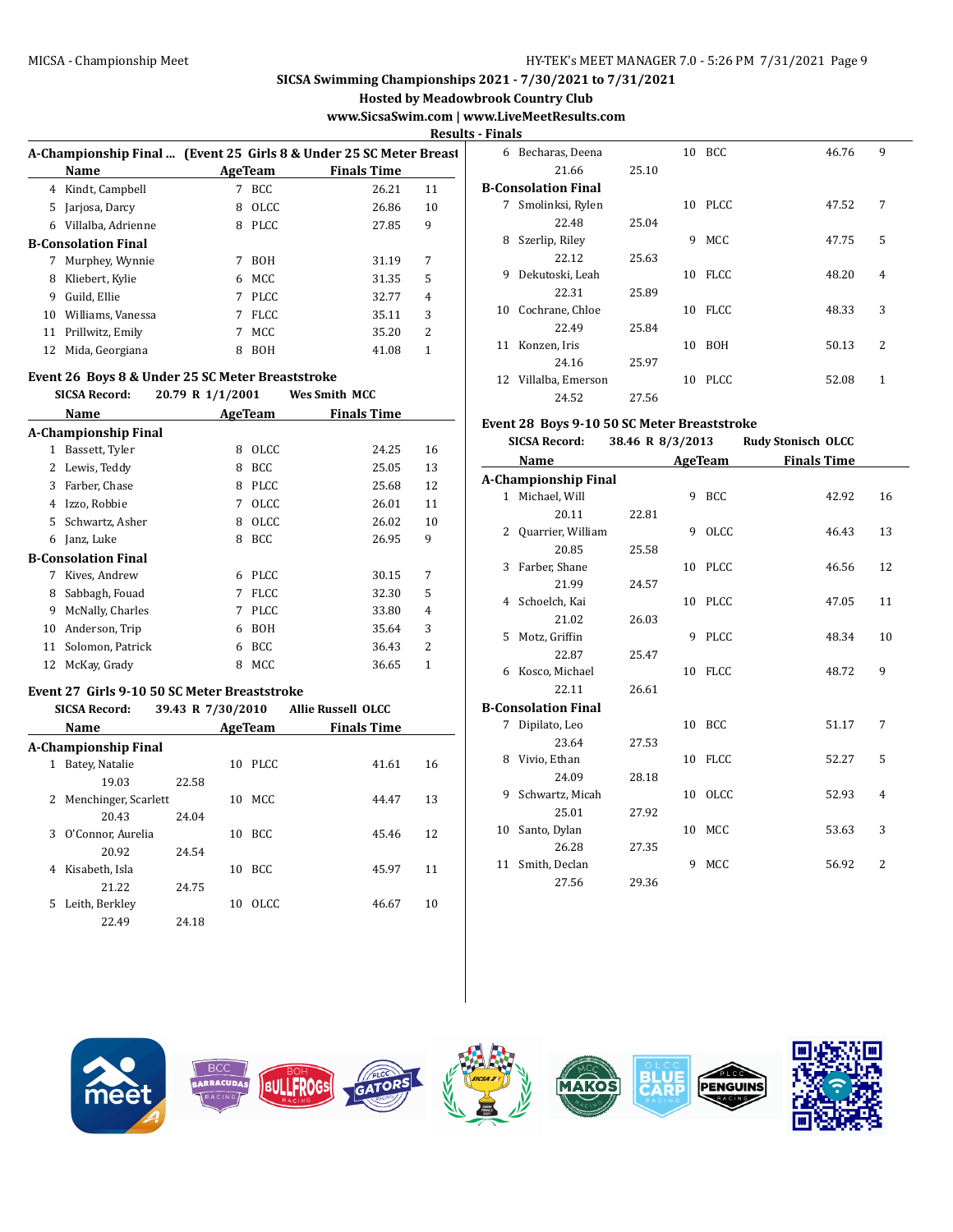SICSA Swimming Championships 2021 - 7/30/2021 to 7/31/2021

Hosted by Meadowbrook Country Club

www.SicsaSwim.com | www.LiveMeetResults.com

Results - Finals

### A-Championship Final ... (Event 25 Girls 8 & Under 25 SC Meter Breast

| | Name | Age | Team | Finals Time | Points |
|---|---|---|---|---|---|
| 4 | Kindt, Campbell | 7 | BCC | 26.21 | 11 |
| 5 | Jarjosa, Darcy | 8 | OLCC | 26.86 | 10 |
| 6 | Villalba, Adrienne | 8 | PLCC | 27.85 | 9 |
| **B-Consolation Final** | | | | | |
| 7 | Murphey, Wynnie | 7 | BOH | 31.19 | 7 |
| 8 | Kliebert, Kylie | 6 | MCC | 31.35 | 5 |
| 9 | Guild, Ellie | 7 | PLCC | 32.77 | 4 |
| 10 | Williams, Vanessa | 7 | FLCC | 35.11 | 3 |
| 11 | Prillwitz, Emily | 7 | MCC | 35.20 | 2 |
| 12 | Mida, Georgiana | 8 | BOH | 41.08 | 1 |

### Event 26 Boys 8 & Under 25 SC Meter Breaststroke

SICSA Record: 20.79 R 1/1/2001 Wes Smith MCC

| | Name | Age | Team | Finals Time | Points |
|---|---|---|---|---|---|
| **A-Championship Final** | | | | | |
| 1 | Bassett, Tyler | 8 | OLCC | 24.25 | 16 |
| 2 | Lewis, Teddy | 8 | BCC | 25.05 | 13 |
| 3 | Farber, Chase | 8 | PLCC | 25.68 | 12 |
| 4 | Izzo, Robbie | 7 | OLCC | 26.01 | 11 |
| 5 | Schwartz, Asher | 8 | OLCC | 26.02 | 10 |
| 6 | Janz, Luke | 8 | BCC | 26.95 | 9 |
| **B-Consolation Final** | | | | | |
| 7 | Kives, Andrew | 6 | PLCC | 30.15 | 7 |
| 8 | Sabbagh, Fouad | 7 | FLCC | 32.30 | 5 |
| 9 | McNally, Charles | 7 | PLCC | 33.80 | 4 |
| 10 | Anderson, Trip | 6 | BOH | 35.64 | 3 |
| 11 | Solomon, Patrick | 6 | BCC | 36.43 | 2 |
| 12 | McKay, Grady | 8 | MCC | 36.65 | 1 |

### Event 27 Girls 9-10 50 SC Meter Breaststroke

SICSA Record: 39.43 R 7/30/2010 Allie Russell OLCC

| | Name | Age | Team | Finals Time | Points |
|---|---|---|---|---|---|
| **A-Championship Final** | | | | | |
| 1 | Batey, Natalie | 10 | PLCC | 41.61 | 16 |
| | 19.03 / 22.58 | | | | |
| 2 | Menchinger, Scarlett | 10 | MCC | 44.47 | 13 |
| | 20.43 / 24.04 | | | | |
| 3 | O'Connor, Aurelia | 10 | BCC | 45.46 | 12 |
| | 20.92 / 24.54 | | | | |
| 4 | Kisabeth, Isla | 10 | BCC | 45.97 | 11 |
| | 21.22 / 24.75 | | | | |
| 5 | Leith, Berkley | 10 | OLCC | 46.67 | 10 |
| | 22.49 / 24.18 | | | | |
| 6 | Becharas, Deena | 10 | BCC | 46.76 | 9 |
| | 21.66 / 25.10 | | | | |
| **B-Consolation Final** | | | | | |
| 7 | Smolinksi, Rylen | 10 | PLCC | 47.52 | 7 |
| | 22.48 / 25.04 | | | | |
| 8 | Szerlip, Riley | 9 | MCC | 47.75 | 5 |
| | 22.12 / 25.63 | | | | |
| 9 | Dekutoski, Leah | 10 | FLCC | 48.20 | 4 |
| | 22.31 / 25.89 | | | | |
| 10 | Cochrane, Chloe | 10 | FLCC | 48.33 | 3 |
| | 22.49 / 25.84 | | | | |
| 11 | Konzen, Iris | 10 | BOH | 50.13 | 2 |
| | 24.16 / 25.97 | | | | |
| 12 | Villalba, Emerson | 10 | PLCC | 52.08 | 1 |
| | 24.52 / 27.56 | | | | |

### Event 28 Boys 9-10 50 SC Meter Breaststroke

SICSA Record: 38.46 R 8/3/2013 Rudy Stonisch OLCC

| | Name | Age | Team | Finals Time | Points |
|---|---|---|---|---|---|
| **A-Championship Final** | | | | | |
| 1 | Michael, Will | 9 | BCC | 42.92 | 16 |
| | 20.11 / 22.81 | | | | |
| 2 | Quarrier, William | 9 | OLCC | 46.43 | 13 |
| | 20.85 / 25.58 | | | | |
| 3 | Farber, Shane | 10 | PLCC | 46.56 | 12 |
| | 21.99 / 24.57 | | | | |
| 4 | Schoelch, Kai | 10 | PLCC | 47.05 | 11 |
| | 21.02 / 26.03 | | | | |
| 5 | Motz, Griffin | 9 | PLCC | 48.34 | 10 |
| | 22.87 / 25.47 | | | | |
| 6 | Kosco, Michael | 10 | FLCC | 48.72 | 9 |
| | 22.11 / 26.61 | | | | |
| **B-Consolation Final** | | | | | |
| 7 | Dipilato, Leo | 10 | BCC | 51.17 | 7 |
| | 23.64 / 27.53 | | | | |
| 8 | Vivio, Ethan | 10 | FLCC | 52.27 | 5 |
| | 24.09 / 28.18 | | | | |
| 9 | Schwartz, Micah | 10 | OLCC | 52.93 | 4 |
| | 25.01 / 27.92 | | | | |
| 10 | Santo, Dylan | 10 | MCC | 53.63 | 3 |
| | 26.28 / 27.35 | | | | |
| 11 | Smith, Declan | 9 | MCC | 56.92 | 2 |
| | 27.56 / 29.36 | | | | |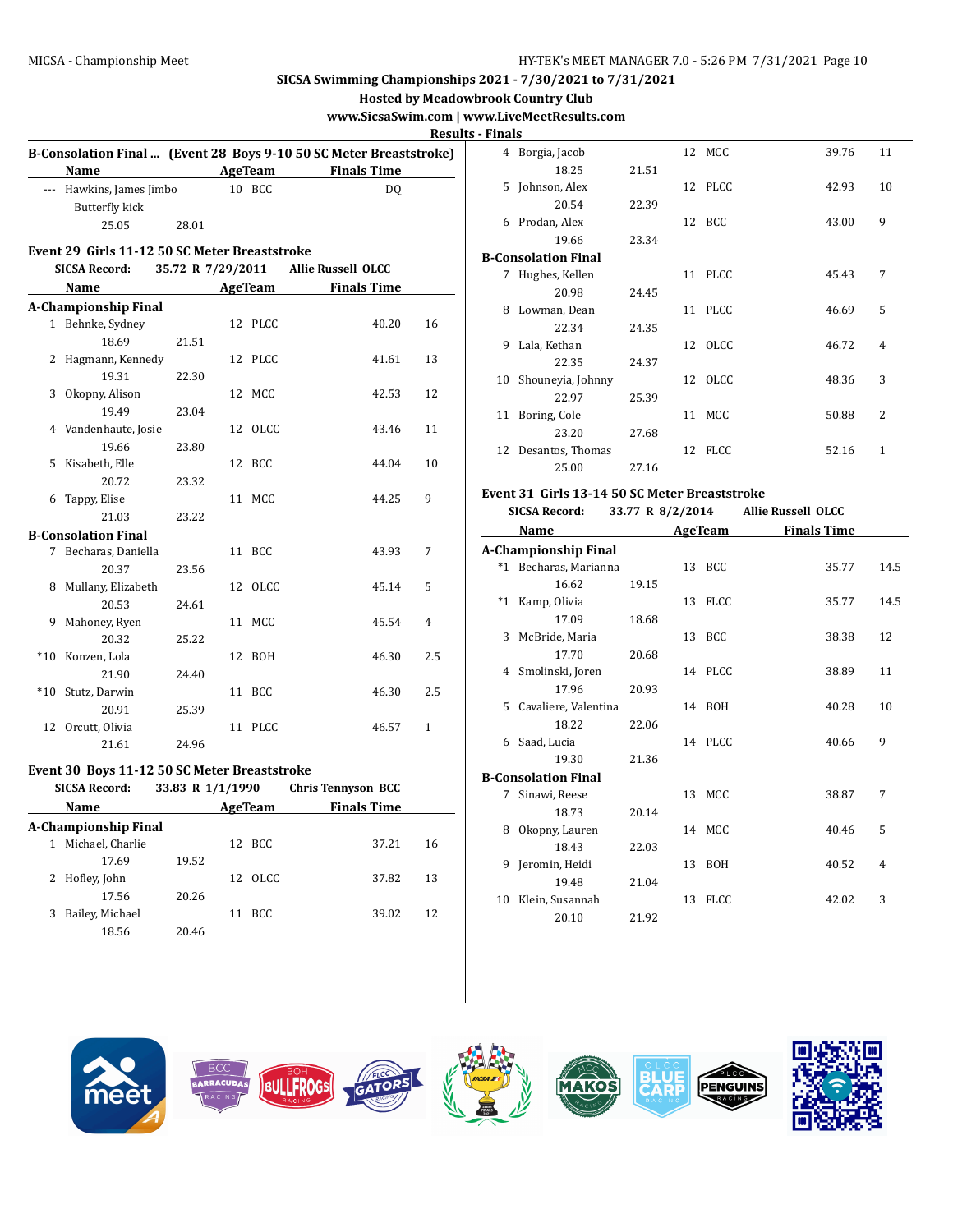SICSA Swimming Championships 2021 - 7/30/2021 to 7/31/2021

Hosted by Meadowbrook Country Club

www.SicsaSwim.com | www.LiveMeetResults.com

Results - Finals

### B-Consolation Final ... (Event 28 Boys 9-10 50 SC Meter Breaststroke)

| | Name | Age | Team | Finals Time | |
|---|---|---|---|---|---|
| --- | Hawkins, James Jimbo | 10 | BCC | DQ | |
| | Butterfly kick | | | | |
| | 25.05 | 28.01 | | | |

### Event 29 Girls 11-12 50 SC Meter Breaststroke

SICSA Record: 35.72 R 7/29/2011 Allie Russell OLCC

| | Name | Age | Team | Finals Time | Points |
|---|---|---|---|---|---|
| **A-Championship Final** | | | | | |
| 1 | Behnke, Sydney | 12 | PLCC | 40.20 | 16 |
| | 18.69 | 21.51 | | | |
| 2 | Hagmann, Kennedy | 12 | PLCC | 41.61 | 13 |
| | 19.31 | 22.30 | | | |
| 3 | Okopny, Alison | 12 | MCC | 42.53 | 12 |
| | 19.49 | 23.04 | | | |
| 4 | Vandenhaute, Josie | 12 | OLCC | 43.46 | 11 |
| | 19.66 | 23.80 | | | |
| 5 | Kisabeth, Elle | 12 | BCC | 44.04 | 10 |
| | 20.72 | 23.32 | | | |
| 6 | Tappy, Elise | 11 | MCC | 44.25 | 9 |
| | 21.03 | 23.22 | | | |
| **B-Consolation Final** | | | | | |
| 7 | Becharas, Daniella | 11 | BCC | 43.93 | 7 |
| | 20.37 | 23.56 | | | |
| 8 | Mullany, Elizabeth | 12 | OLCC | 45.14 | 5 |
| | 20.53 | 24.61 | | | |
| 9 | Mahoney, Ryen | 11 | MCC | 45.54 | 4 |
| | 20.32 | 25.22 | | | |
| *10 | Konzen, Lola | 12 | BOH | 46.30 | 2.5 |
| | 21.90 | 24.40 | | | |
| *10 | Stutz, Darwin | 11 | BCC | 46.30 | 2.5 |
| | 20.91 | 25.39 | | | |
| 12 | Orcutt, Olivia | 11 | PLCC | 46.57 | 1 |
| | 21.61 | 24.96 | | | |

### Event 30 Boys 11-12 50 SC Meter Breaststroke

SICSA Record: 33.83 R 1/1/1990 Chris Tennyson BCC

| | Name | Age | Team | Finals Time | Points |
|---|---|---|---|---|---|
| **A-Championship Final** | | | | | |
| 1 | Michael, Charlie | 12 | BCC | 37.21 | 16 |
| | 17.69 | 19.52 | | | |
| 2 | Hofley, John | 12 | OLCC | 37.82 | 13 |
| | 17.56 | 20.26 | | | |
| 3 | Bailey, Michael | 11 | BCC | 39.02 | 12 |
| | 18.56 | 20.46 | | | |
| 4 | Borgia, Jacob | 12 | MCC | 39.76 | 11 |
| | 18.25 | 21.51 | | | |
| 5 | Johnson, Alex | 12 | PLCC | 42.93 | 10 |
| | 20.54 | 22.39 | | | |
| 6 | Prodan, Alex | 12 | BCC | 43.00 | 9 |
| | 19.66 | 23.34 | | | |
| **B-Consolation Final** | | | | | |
| 7 | Hughes, Kellen | 11 | PLCC | 45.43 | 7 |
| | 20.98 | 24.45 | | | |
| 8 | Lowman, Dean | 11 | PLCC | 46.69 | 5 |
| | 22.34 | 24.35 | | | |
| 9 | Lala, Kethan | 12 | OLCC | 46.72 | 4 |
| | 22.35 | 24.37 | | | |
| 10 | Shouneyia, Johnny | 12 | OLCC | 48.36 | 3 |
| | 22.97 | 25.39 | | | |
| 11 | Boring, Cole | 11 | MCC | 50.88 | 2 |
| | 23.20 | 27.68 | | | |
| 12 | Desantos, Thomas | 12 | FLCC | 52.16 | 1 |
| | 25.00 | 27.16 | | | |

### Event 31 Girls 13-14 50 SC Meter Breaststroke

SICSA Record: 33.77 R 8/2/2014 Allie Russell OLCC

| | Name | Age | Team | Finals Time | Points |
|---|---|---|---|---|---|
| **A-Championship Final** | | | | | |
| *1 | Becharas, Marianna | 13 | BCC | 35.77 | 14.5 |
| | 16.62 | 19.15 | | | |
| *1 | Kamp, Olivia | 13 | FLCC | 35.77 | 14.5 |
| | 17.09 | 18.68 | | | |
| 3 | McBride, Maria | 13 | BCC | 38.38 | 12 |
| | 17.70 | 20.68 | | | |
| 4 | Smolinski, Joren | 14 | PLCC | 38.89 | 11 |
| | 17.96 | 20.93 | | | |
| 5 | Cavaliere, Valentina | 14 | BOH | 40.28 | 10 |
| | 18.22 | 22.06 | | | |
| 6 | Saad, Lucia | 14 | PLCC | 40.66 | 9 |
| | 19.30 | 21.36 | | | |
| **B-Consolation Final** | | | | | |
| 7 | Sinawi, Reese | 13 | MCC | 38.87 | 7 |
| | 18.73 | 20.14 | | | |
| 8 | Okopny, Lauren | 14 | MCC | 40.46 | 5 |
| | 18.43 | 22.03 | | | |
| 9 | Jeromin, Heidi | 13 | BOH | 40.52 | 4 |
| | 19.48 | 21.04 | | | |
| 10 | Klein, Susannah | 13 | FLCC | 42.02 | 3 |
| | 20.10 | 21.92 | | | |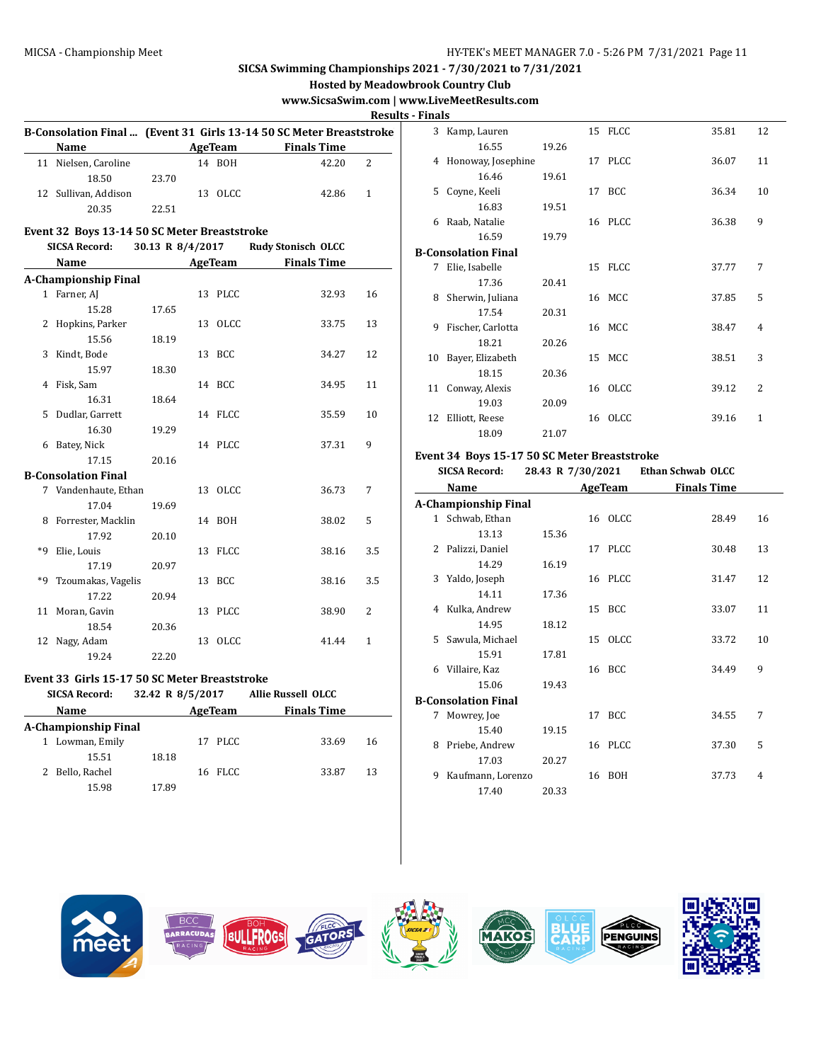SICSA Swimming Championships 2021 - 7/30/2021 to 7/31/2021

Hosted by Meadowbrook Country Club

www.SicsaSwim.com | www.LiveMeetResults.com

Results - Finals

### B-Consolation Final ... (Event 31 Girls 13-14 50 SC Meter Breaststroke

| | Name | Age | Team | Finals Time | Points |
|---|---|---|---|---|---|
| 11 | Nielsen, Caroline | 14 | BOH | 42.20 | 2 |
| | 18.50 / 23.70 | | | | |
| 12 | Sullivan, Addison | 13 | OLCC | 42.86 | 1 |
| | 20.35 / 22.51 | | | | |

### Event 32 Boys 13-14 50 SC Meter Breaststroke

SICSA Record: 30.13 R 8/4/2017 Rudy Stonisch OLCC

| | Name | Age | Team | Finals Time | Points |
|---|---|---|---|---|---|
| **A-Championship Final** | | | | | |
| 1 | Farner, AJ | 13 | PLCC | 32.93 | 16 |
| | 15.28 / 17.65 | | | | |
| 2 | Hopkins, Parker | 13 | OLCC | 33.75 | 13 |
| | 15.56 / 18.19 | | | | |
| 3 | Kindt, Bode | 13 | BCC | 34.27 | 12 |
| | 15.97 / 18.30 | | | | |
| 4 | Fisk, Sam | 14 | BCC | 34.95 | 11 |
| | 16.31 / 18.64 | | | | |
| 5 | Dudlar, Garrett | 14 | FLCC | 35.59 | 10 |
| | 16.30 / 19.29 | | | | |
| 6 | Batey, Nick | 14 | PLCC | 37.31 | 9 |
| | 17.15 / 20.16 | | | | |
| **B-Consolation Final** | | | | | |
| 7 | Vandenhaute, Ethan | 13 | OLCC | 36.73 | 7 |
| | 17.04 / 19.69 | | | | |
| 8 | Forrester, Macklin | 14 | BOH | 38.02 | 5 |
| | 17.92 / 20.10 | | | | |
| *9 | Elie, Louis | 13 | FLCC | 38.16 | 3.5 |
| | 17.19 / 20.97 | | | | |
| *9 | Tzoumakas, Vagelis | 13 | BCC | 38.16 | 3.5 |
| | 17.22 / 20.94 | | | | |
| 11 | Moran, Gavin | 13 | PLCC | 38.90 | 2 |
| | 18.54 / 20.36 | | | | |
| 12 | Nagy, Adam | 13 | OLCC | 41.44 | 1 |
| | 19.24 / 22.20 | | | | |

### Event 33 Girls 15-17 50 SC Meter Breaststroke

SICSA Record: 32.42 R 8/5/2017 Allie Russell OLCC

| | Name | Age | Team | Finals Time | Points |
|---|---|---|---|---|---|
| **A-Championship Final** | | | | | |
| 1 | Lowman, Emily | 17 | PLCC | 33.69 | 16 |
| | 15.51 / 18.18 | | | | |
| 2 | Bello, Rachel | 16 | FLCC | 33.87 | 13 |
| | 15.98 / 17.89 | | | | |
| 3 | Kamp, Lauren | 15 | FLCC | 35.81 | 12 |
| | 16.55 / 19.26 | | | | |
| 4 | Honoway, Josephine | 17 | PLCC | 36.07 | 11 |
| | 16.46 / 19.61 | | | | |
| 5 | Coyne, Keeli | 17 | BCC | 36.34 | 10 |
| | 16.83 / 19.51 | | | | |
| 6 | Raab, Natalie | 16 | PLCC | 36.38 | 9 |
| | 16.59 / 19.79 | | | | |
| **B-Consolation Final** | | | | | |
| 7 | Elie, Isabelle | 15 | FLCC | 37.77 | 7 |
| | 17.36 / 20.41 | | | | |
| 8 | Sherwin, Juliana | 16 | MCC | 37.85 | 5 |
| | 17.54 / 20.31 | | | | |
| 9 | Fischer, Carlotta | 16 | MCC | 38.47 | 4 |
| | 18.21 / 20.26 | | | | |
| 10 | Bayer, Elizabeth | 15 | MCC | 38.51 | 3 |
| | 18.15 / 20.36 | | | | |
| 11 | Conway, Alexis | 16 | OLCC | 39.12 | 2 |
| | 19.03 / 20.09 | | | | |
| 12 | Elliott, Reese | 16 | OLCC | 39.16 | 1 |
| | 18.09 / 21.07 | | | | |

### Event 34 Boys 15-17 50 SC Meter Breaststroke

SICSA Record: 28.43 R 7/30/2021 Ethan Schwab OLCC

| | Name | Age | Team | Finals Time | Points |
|---|---|---|---|---|---|
| **A-Championship Final** | | | | | |
| 1 | Schwab, Ethan | 16 | OLCC | 28.49 | 16 |
| | 13.13 / 15.36 | | | | |
| 2 | Palizzi, Daniel | 17 | PLCC | 30.48 | 13 |
| | 14.29 / 16.19 | | | | |
| 3 | Yaldo, Joseph | 16 | PLCC | 31.47 | 12 |
| | 14.11 / 17.36 | | | | |
| 4 | Kulka, Andrew | 15 | BCC | 33.07 | 11 |
| | 14.95 / 18.12 | | | | |
| 5 | Sawula, Michael | 15 | OLCC | 33.72 | 10 |
| | 15.91 / 17.81 | | | | |
| 6 | Villaire, Kaz | 16 | BCC | 34.49 | 9 |
| | 15.06 / 19.43 | | | | |
| **B-Consolation Final** | | | | | |
| 7 | Mowrey, Joe | 17 | BCC | 34.55 | 7 |
| | 15.40 / 19.15 | | | | |
| 8 | Priebe, Andrew | 16 | PLCC | 37.30 | 5 |
| | 17.03 / 20.27 | | | | |
| 9 | Kaufmann, Lorenzo | 16 | BOH | 37.73 | 4 |
| | 17.40 / 20.33 | | | | |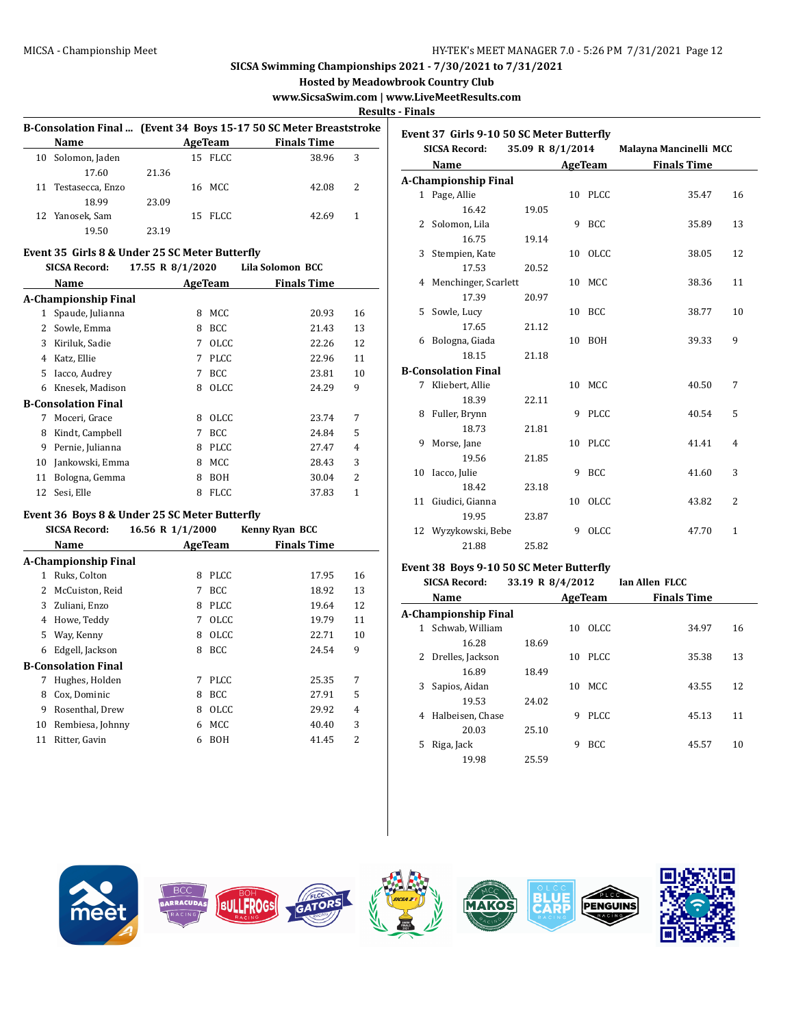## SICSA Swimming Championships 2021 - 7/30/2021 to 7/31/2021

**Hosted by Meadowbrook Country Club**

**www.SicsaSwim.com | www.LiveMeetResults.com**

**Results - Finals**

### B-Consolation Final ... (Event 34 Boys 15-17 50 SC Meter Breaststroke)

| | Name | Age | Team | Finals Time | Points |
|---|---|---|---|---|---|
| 10 | Solomon, Jaden | 15 | FLCC | 38.96 | 3 |
| | 17.60 | 21.36 | | | |
| 11 | Testasecca, Enzo | 16 | MCC | 42.08 | 2 |
| | 18.99 | 23.09 | | | |
| 12 | Yanosek, Sam | 15 | FLCC | 42.69 | 1 |
| | 19.50 | 23.19 | | | |

### Event 35 Girls 8 & Under 25 SC Meter Butterfly

**SICSA Record:** 17.55 R 8/1/2020 Lila Solomon BCC

| | Name | Age | Team | Finals Time | Points |
|---|---|---|---|---|---|
| **A-Championship Final** | | | | | |
| 1 | Spaude, Julianna | 8 | MCC | 20.93 | 16 |
| 2 | Sowle, Emma | 8 | BCC | 21.43 | 13 |
| 3 | Kiriluk, Sadie | 7 | OLCC | 22.26 | 12 |
| 4 | Katz, Ellie | 7 | PLCC | 22.96 | 11 |
| 5 | Iacco, Audrey | 7 | BCC | 23.81 | 10 |
| 6 | Knesek, Madison | 8 | OLCC | 24.29 | 9 |
| **B-Consolation Final** | | | | | |
| 7 | Moceri, Grace | 8 | OLCC | 23.74 | 7 |
| 8 | Kindt, Campbell | 7 | BCC | 24.84 | 5 |
| 9 | Pernie, Julianna | 8 | PLCC | 27.47 | 4 |
| 10 | Jankowski, Emma | 8 | MCC | 28.43 | 3 |
| 11 | Bologna, Gemma | 8 | BOH | 30.04 | 2 |
| 12 | Sesi, Elle | 8 | FLCC | 37.83 | 1 |

### Event 36 Boys 8 & Under 25 SC Meter Butterfly

**SICSA Record:** 16.56 R 1/1/2000 Kenny Ryan BCC

| | Name | Age | Team | Finals Time | Points |
|---|---|---|---|---|---|
| **A-Championship Final** | | | | | |
| 1 | Ruks, Colton | 8 | PLCC | 17.95 | 16 |
| 2 | McCuiston, Reid | 7 | BCC | 18.92 | 13 |
| 3 | Zuliani, Enzo | 8 | PLCC | 19.64 | 12 |
| 4 | Howe, Teddy | 7 | OLCC | 19.79 | 11 |
| 5 | Way, Kenny | 8 | OLCC | 22.71 | 10 |
| 6 | Edgell, Jackson | 8 | BCC | 24.54 | 9 |
| **B-Consolation Final** | | | | | |
| 7 | Hughes, Holden | 7 | PLCC | 25.35 | 7 |
| 8 | Cox, Dominic | 8 | BCC | 27.91 | 5 |
| 9 | Rosenthal, Drew | 8 | OLCC | 29.92 | 4 |
| 10 | Rembiesa, Johnny | 6 | MCC | 40.40 | 3 |
| 11 | Ritter, Gavin | 6 | BOH | 41.45 | 2 |

### Event 37 Girls 9-10 50 SC Meter Butterfly

**SICSA Record:** 35.09 R 8/1/2014 Malayna Mancinelli MCC

| | Name | Age | Team | Finals Time | Points |
|---|---|---|---|---|---|
| **A-Championship Final** | | | | | |
| 1 | Page, Allie | 10 | PLCC | 35.47 | 16 |
| | 16.42 | 19.05 | | | |
| 2 | Solomon, Lila | 9 | BCC | 35.89 | 13 |
| | 16.75 | 19.14 | | | |
| 3 | Stempien, Kate | 10 | OLCC | 38.05 | 12 |
| | 17.53 | 20.52 | | | |
| 4 | Menchinger, Scarlett | 10 | MCC | 38.36 | 11 |
| | 17.39 | 20.97 | | | |
| 5 | Sowle, Lucy | 10 | BCC | 38.77 | 10 |
| | 17.65 | 21.12 | | | |
| 6 | Bologna, Giada | 10 | BOH | 39.33 | 9 |
| | 18.15 | 21.18 | | | |
| **B-Consolation Final** | | | | | |
| 7 | Kliebert, Allie | 10 | MCC | 40.50 | 7 |
| | 18.39 | 22.11 | | | |
| 8 | Fuller, Brynn | 9 | PLCC | 40.54 | 5 |
| | 18.73 | 21.81 | | | |
| 9 | Morse, Jane | 10 | PLCC | 41.41 | 4 |
| | 19.56 | 21.85 | | | |
| 10 | Iacco, Julie | 9 | BCC | 41.60 | 3 |
| | 18.42 | 23.18 | | | |
| 11 | Giudici, Gianna | 10 | OLCC | 43.82 | 2 |
| | 19.95 | 23.87 | | | |
| 12 | Wyzykowski, Bebe | 9 | OLCC | 47.70 | 1 |
| | 21.88 | 25.82 | | | |

### Event 38 Boys 9-10 50 SC Meter Butterfly

**SICSA Record:** 33.19 R 8/4/2012 Ian Allen FLCC

| | Name | Age | Team | Finals Time | Points |
|---|---|---|---|---|---|
| **A-Championship Final** | | | | | |
| 1 | Schwab, William | 10 | OLCC | 34.97 | 16 |
| | 16.28 | 18.69 | | | |
| 2 | Drelles, Jackson | 10 | PLCC | 35.38 | 13 |
| | 16.89 | 18.49 | | | |
| 3 | Sapios, Aidan | 10 | MCC | 43.55 | 12 |
| | 19.53 | 24.02 | | | |
| 4 | Halbeisen, Chase | 9 | PLCC | 45.13 | 11 |
| | 20.03 | 25.10 | | | |
| 5 | Riga, Jack | 9 | BCC | 45.57 | 10 |
| | 19.98 | 25.59 | | | |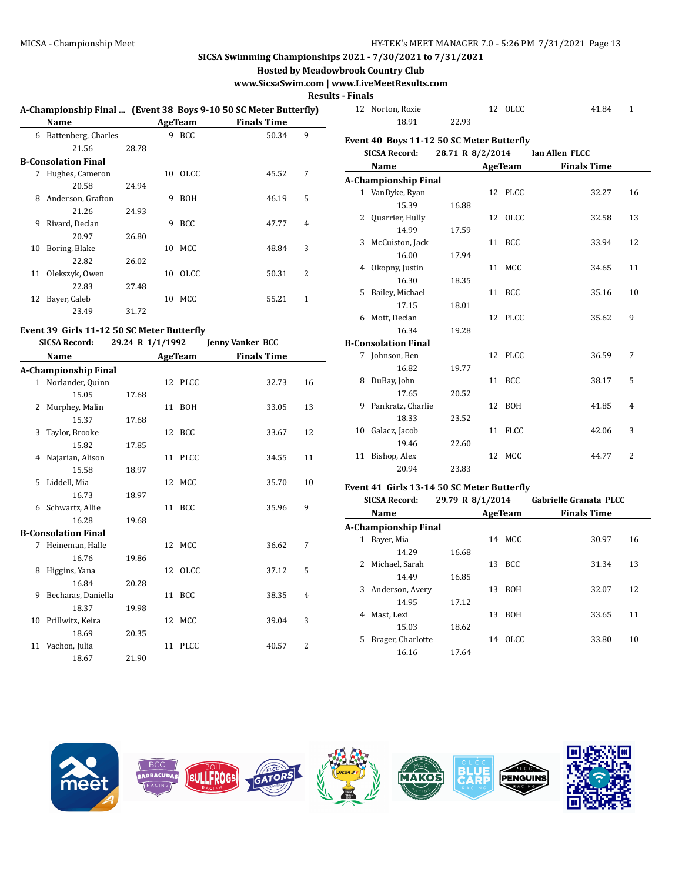## SICSA Swimming Championships 2021 - 7/30/2021 to 7/31/2021

**Hosted by Meadowbrook Country Club**

**www.SicsaSwim.com | www.LiveMeetResults.com**

**Results - Finals**

### A-Championship Final ... (Event 38 Boys 9-10 50 SC Meter Butterfly)

| | Name | Age | Team | Finals Time | Points |
|---|---|---|---|---|---|
| 6 | Battenberg, Charles | 9 | BCC | 50.34 | 9 |
| | 21.56 / 28.78 | | | | |
| **B-Consolation Final** | | | | | |
| 7 | Hughes, Cameron | 10 | OLCC | 45.52 | 7 |
| | 20.58 / 24.94 | | | | |
| 8 | Anderson, Grafton | 9 | BOH | 46.19 | 5 |
| | 21.26 / 24.93 | | | | |
| 9 | Rivard, Declan | 9 | BCC | 47.77 | 4 |
| | 20.97 / 26.80 | | | | |
| 10 | Boring, Blake | 10 | MCC | 48.84 | 3 |
| | 22.82 / 26.02 | | | | |
| 11 | Olekszyk, Owen | 10 | OLCC | 50.31 | 2 |
| | 22.83 / 27.48 | | | | |
| 12 | Bayer, Caleb | 10 | MCC | 55.21 | 1 |
| | 23.49 / 31.72 | | | | |

### Event 39 Girls 11-12 50 SC Meter Butterfly

**SICSA Record: 29.24 R 1/1/1992 Jenny Vanker BCC**

| | Name | Age | Team | Finals Time | Points |
|---|---|---|---|---|---|
| **A-Championship Final** | | | | | |
| 1 | Norlander, Quinn | 12 | PLCC | 32.73 | 16 |
| | 15.05 / 17.68 | | | | |
| 2 | Murphey, Malin | 11 | BOH | 33.05 | 13 |
| | 15.37 / 17.68 | | | | |
| 3 | Taylor, Brooke | 12 | BCC | 33.67 | 12 |
| | 15.82 / 17.85 | | | | |
| 4 | Najarian, Alison | 11 | PLCC | 34.55 | 11 |
| | 15.58 / 18.97 | | | | |
| 5 | Liddell, Mia | 12 | MCC | 35.70 | 10 |
| | 16.73 / 18.97 | | | | |
| 6 | Schwartz, Allie | 11 | BCC | 35.96 | 9 |
| | 16.28 / 19.68 | | | | |
| **B-Consolation Final** | | | | | |
| 7 | Heineman, Halle | 12 | MCC | 36.62 | 7 |
| | 16.76 / 19.86 | | | | |
| 8 | Higgins, Yana | 12 | OLCC | 37.12 | 5 |
| | 16.84 / 20.28 | | | | |
| 9 | Becharas, Daniella | 11 | BCC | 38.35 | 4 |
| | 18.37 / 19.98 | | | | |
| 10 | Prillwitz, Keira | 12 | MCC | 39.04 | 3 |
| | 18.69 / 20.35 | | | | |
| 11 | Vachon, Julia | 11 | PLCC | 40.57 | 2 |
| | 18.67 / 21.90 | | | | |
| 12 | Norton, Roxie | 12 | OLCC | 41.84 | 1 |
| | 18.91 / 22.93 | | | | |

### Event 40 Boys 11-12 50 SC Meter Butterfly

**SICSA Record: 28.71 R 8/2/2014 Ian Allen FLCC**

| | Name | Age | Team | Finals Time | Points |
|---|---|---|---|---|---|
| **A-Championship Final** | | | | | |
| 1 | VanDyke, Ryan | 12 | PLCC | 32.27 | 16 |
| | 15.39 / 16.88 | | | | |
| 2 | Quarrier, Hully | 12 | OLCC | 32.58 | 13 |
| | 14.99 / 17.59 | | | | |
| 3 | McCuiston, Jack | 11 | BCC | 33.94 | 12 |
| | 16.00 / 17.94 | | | | |
| 4 | Okopny, Justin | 11 | MCC | 34.65 | 11 |
| | 16.30 / 18.35 | | | | |
| 5 | Bailey, Michael | 11 | BCC | 35.16 | 10 |
| | 17.15 / 18.01 | | | | |
| 6 | Mott, Declan | 12 | PLCC | 35.62 | 9 |
| | 16.34 / 19.28 | | | | |
| **B-Consolation Final** | | | | | |
| 7 | Johnson, Ben | 12 | PLCC | 36.59 | 7 |
| | 16.82 / 19.77 | | | | |
| 8 | DuBay, John | 11 | BCC | 38.17 | 5 |
| | 17.65 / 20.52 | | | | |
| 9 | Pankratz, Charlie | 12 | BOH | 41.85 | 4 |
| | 18.33 / 23.52 | | | | |
| 10 | Galacz, Jacob | 11 | FLCC | 42.06 | 3 |
| | 19.46 / 22.60 | | | | |
| 11 | Bishop, Alex | 12 | MCC | 44.77 | 2 |
| | 20.94 / 23.83 | | | | |

### Event 41 Girls 13-14 50 SC Meter Butterfly

**SICSA Record: 29.79 R 8/1/2014 Gabrielle Granata PLCC**

| | Name | Age | Team | Finals Time | Points |
|---|---|---|---|---|---|
| **A-Championship Final** | | | | | |
| 1 | Bayer, Mia | 14 | MCC | 30.97 | 16 |
| | 14.29 / 16.68 | | | | |
| 2 | Michael, Sarah | 13 | BCC | 31.34 | 13 |
| | 14.49 / 16.85 | | | | |
| 3 | Anderson, Avery | 13 | BOH | 32.07 | 12 |
| | 14.95 / 17.12 | | | | |
| 4 | Mast, Lexi | 13 | BOH | 33.65 | 11 |
| | 15.03 / 18.62 | | | | |
| 5 | Brager, Charlotte | 14 | OLCC | 33.80 | 10 |
| | 16.16 / 17.64 | | | | |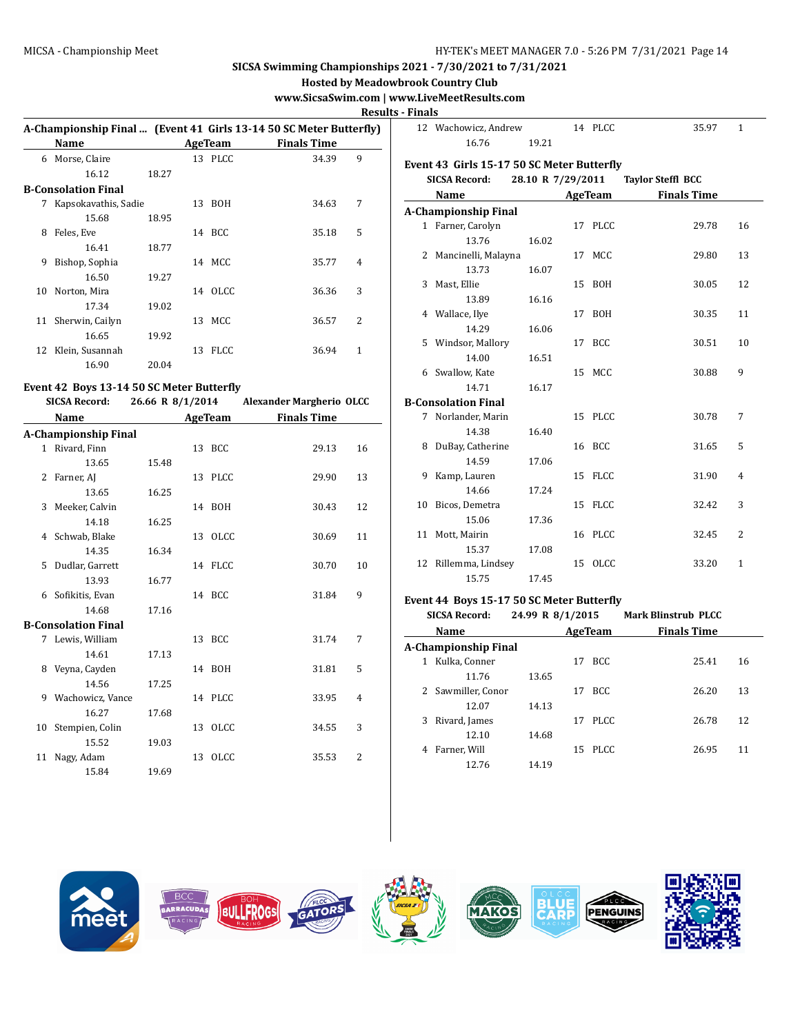SICSA Swimming Championships 2021 - 7/30/2021 to 7/31/2021
Hosted by Meadowbrook Country Club
www.SicsaSwim.com | www.LiveMeetResults.com

Results - Finals

## A-Championship Final ... (Event 41 Girls 13-14 50 SC Meter Butterfly)

| | Name | Age | Team | Finals Time | Points |
|---|---|---|---|---|---|
| 6 | Morse, Claire | 13 | PLCC | 34.39 | 9 |
| | 16.12 18.27 | | | | |

**B-Consolation Final**

| | Name | Age | Team | Finals Time | Points |
|---|---|---|---|---|---|
| 7 | Kapsokavathis, Sadie | 13 | BOH | 34.63 | 7 |
| | 15.68 18.95 | | | | |
| 8 | Feles, Eve | 14 | BCC | 35.18 | 5 |
| | 16.41 18.77 | | | | |
| 9 | Bishop, Sophia | 14 | MCC | 35.77 | 4 |
| | 16.50 19.27 | | | | |
| 10 | Norton, Mira | 14 | OLCC | 36.36 | 3 |
| | 17.34 19.02 | | | | |
| 11 | Sherwin, Cailyn | 13 | MCC | 36.57 | 2 |
| | 16.65 19.92 | | | | |
| 12 | Klein, Susannah | 13 | FLCC | 36.94 | 1 |
| | 16.90 20.04 | | | | |

## Event 42 Boys 13-14 50 SC Meter Butterfly

SICSA Record: 26.66 R 8/1/2014 Alexander Margherio OLCC

**A-Championship Final**

| | Name | Age | Team | Finals Time | Points |
|---|---|---|---|---|---|
| 1 | Rivard, Finn | 13 | BCC | 29.13 | 16 |
| | 13.65 15.48 | | | | |
| 2 | Farner, AJ | 13 | PLCC | 29.90 | 13 |
| | 13.65 16.25 | | | | |
| 3 | Meeker, Calvin | 14 | BOH | 30.43 | 12 |
| | 14.18 16.25 | | | | |
| 4 | Schwab, Blake | 13 | OLCC | 30.69 | 11 |
| | 14.35 16.34 | | | | |
| 5 | Dudlar, Garrett | 14 | FLCC | 30.70 | 10 |
| | 13.93 16.77 | | | | |
| 6 | Sofikitis, Evan | 14 | BCC | 31.84 | 9 |
| | 14.68 17.16 | | | | |

**B-Consolation Final**

| | Name | Age | Team | Finals Time | Points |
|---|---|---|---|---|---|
| 7 | Lewis, William | 13 | BCC | 31.74 | 7 |
| | 14.61 17.13 | | | | |
| 8 | Veyna, Cayden | 14 | BOH | 31.81 | 5 |
| | 14.56 17.25 | | | | |
| 9 | Wachowicz, Vance | 14 | PLCC | 33.95 | 4 |
| | 16.27 17.68 | | | | |
| 10 | Stempien, Colin | 13 | OLCC | 34.55 | 3 |
| | 15.52 19.03 | | | | |
| 11 | Nagy, Adam | 13 | OLCC | 35.53 | 2 |
| | 15.84 19.69 | | | | |
| 12 | Wachowicz, Andrew | 14 | PLCC | 35.97 | 1 |
| | 16.76 19.21 | | | | |

## Event 43 Girls 15-17 50 SC Meter Butterfly

SICSA Record: 28.10 R 7/29/2011 Taylor Steffl BCC

**A-Championship Final**

| | Name | Age | Team | Finals Time | Points |
|---|---|---|---|---|---|
| 1 | Farner, Carolyn | 17 | PLCC | 29.78 | 16 |
| | 13.76 16.02 | | | | |
| 2 | Mancinelli, Malayna | 17 | MCC | 29.80 | 13 |
| | 13.73 16.07 | | | | |
| 3 | Mast, Ellie | 15 | BOH | 30.05 | 12 |
| | 13.89 16.16 | | | | |
| 4 | Wallace, Ilye | 17 | BOH | 30.35 | 11 |
| | 14.29 16.06 | | | | |
| 5 | Windsor, Mallory | 17 | BCC | 30.51 | 10 |
| | 14.00 16.51 | | | | |
| 6 | Swallow, Kate | 15 | MCC | 30.88 | 9 |
| | 14.71 16.17 | | | | |

**B-Consolation Final**

| | Name | Age | Team | Finals Time | Points |
|---|---|---|---|---|---|
| 7 | Norlander, Marin | 15 | PLCC | 30.78 | 7 |
| | 14.38 16.40 | | | | |
| 8 | DuBay, Catherine | 16 | BCC | 31.65 | 5 |
| | 14.59 17.06 | | | | |
| 9 | Kamp, Lauren | 15 | FLCC | 31.90 | 4 |
| | 14.66 17.24 | | | | |
| 10 | Bicos, Demetra | 15 | FLCC | 32.42 | 3 |
| | 15.06 17.36 | | | | |
| 11 | Mott, Mairin | 16 | PLCC | 32.45 | 2 |
| | 15.37 17.08 | | | | |
| 12 | Rillemma, Lindsey | 15 | OLCC | 33.20 | 1 |
| | 15.75 17.45 | | | | |

## Event 44 Boys 15-17 50 SC Meter Butterfly

SICSA Record: 24.99 R 8/1/2015 Mark Blinstrub PLCC

**A-Championship Final**

| | Name | Age | Team | Finals Time | Points |
|---|---|---|---|---|---|
| 1 | Kulka, Conner | 17 | BCC | 25.41 | 16 |
| | 11.76 13.65 | | | | |
| 2 | Sawmiller, Conor | 17 | BCC | 26.20 | 13 |
| | 12.07 14.13 | | | | |
| 3 | Rivard, James | 17 | PLCC | 26.78 | 12 |
| | 12.10 14.68 | | | | |
| 4 | Farner, Will | 15 | PLCC | 26.95 | 11 |
| | 12.76 14.19 | | | | |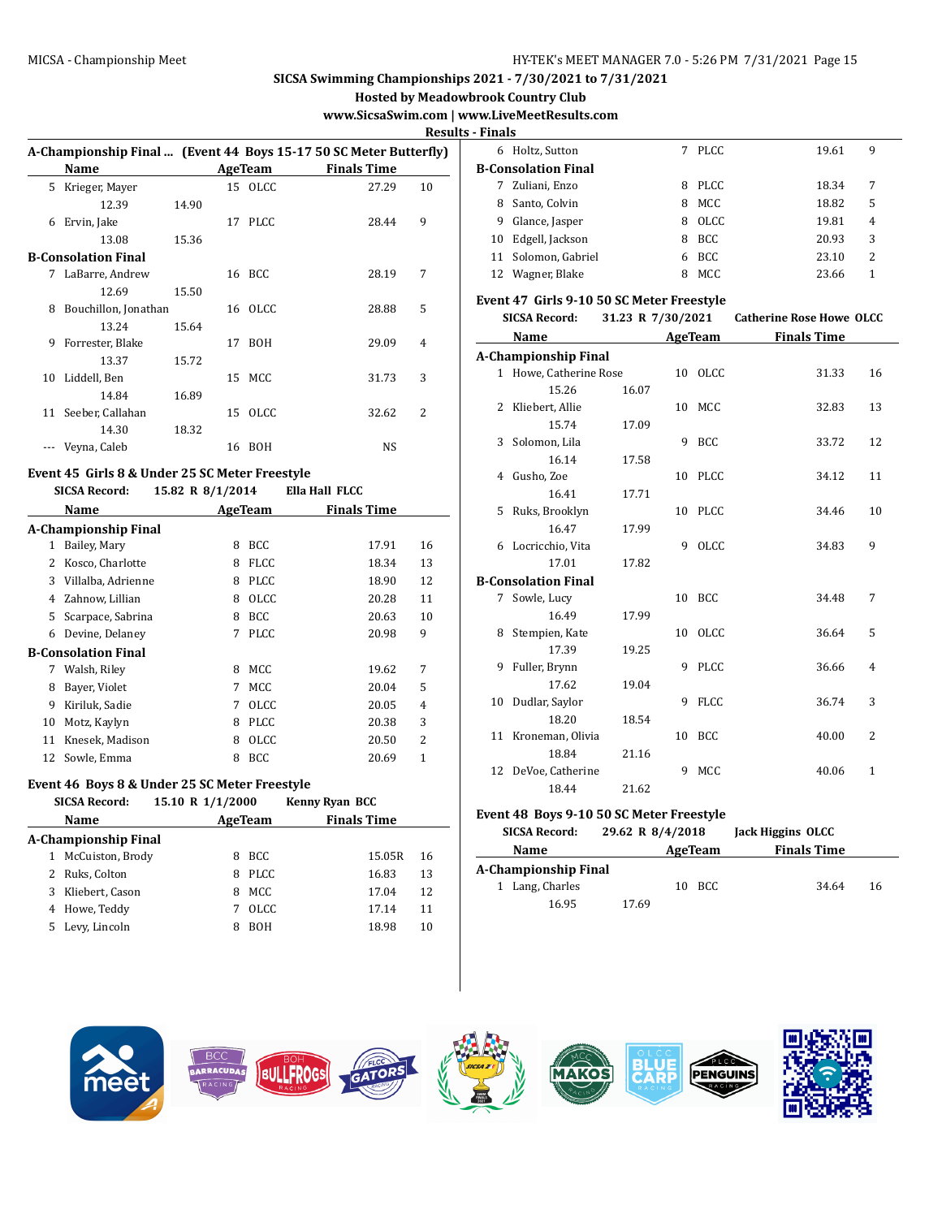# SICSA Swimming Championships 2021 - 7/30/2021 to 7/31/2021

**Hosted by Meadowbrook Country Club**

**www.SicsaSwim.com | www.LiveMeetResults.com**

**Results - Finals**

### A-Championship Final ... (Event 44 Boys 15-17 50 SC Meter Butterfly)

| | Name | Age | Team | Finals Time | Points |
|---|---|---|---|---|---|
| 5 | Krieger, Mayer | 15 | OLCC | 27.29 | 10 |
| | 12.39 | 14.90 | | | |
| 6 | Ervin, Jake | 17 | PLCC | 28.44 | 9 |
| | 13.08 | 15.36 | | | |
| **B-Consolation Final** | | | | | |
| 7 | LaBarre, Andrew | 16 | BCC | 28.19 | 7 |
| | 12.69 | 15.50 | | | |
| 8 | Bouchillon, Jonathan | 16 | OLCC | 28.88 | 5 |
| | 13.24 | 15.64 | | | |
| 9 | Forrester, Blake | 17 | BOH | 29.09 | 4 |
| | 13.37 | 15.72 | | | |
| 10 | Liddell, Ben | 15 | MCC | 31.73 | 3 |
| | 14.84 | 16.89 | | | |
| 11 | Seeber, Callahan | 15 | OLCC | 32.62 | 2 |
| | 14.30 | 18.32 | | | |
| --- | Veyna, Caleb | 16 | BOH | NS | |

### Event 45 Girls 8 & Under 25 SC Meter Freestyle

SICSA Record: 15.82 R 8/1/2014 Ella Hall FLCC

| | Name | Age | Team | Finals Time | Points |
|---|---|---|---|---|---|
| **A-Championship Final** | | | | | |
| 1 | Bailey, Mary | 8 | BCC | 17.91 | 16 |
| 2 | Kosco, Charlotte | 8 | FLCC | 18.34 | 13 |
| 3 | Villalba, Adrienne | 8 | PLCC | 18.90 | 12 |
| 4 | Zahnow, Lillian | 8 | OLCC | 20.28 | 11 |
| 5 | Scarpace, Sabrina | 8 | BCC | 20.63 | 10 |
| 6 | Devine, Delaney | 7 | PLCC | 20.98 | 9 |
| **B-Consolation Final** | | | | | |
| 7 | Walsh, Riley | 8 | MCC | 19.62 | 7 |
| 8 | Bayer, Violet | 7 | MCC | 20.04 | 5 |
| 9 | Kiriluk, Sadie | 7 | OLCC | 20.05 | 4 |
| 10 | Motz, Kaylyn | 8 | PLCC | 20.38 | 3 |
| 11 | Knesek, Madison | 8 | OLCC | 20.50 | 2 |
| 12 | Sowle, Emma | 8 | BCC | 20.69 | 1 |

### Event 46 Boys 8 & Under 25 SC Meter Freestyle

SICSA Record: 15.10 R 1/1/2000 Kenny Ryan BCC

| | Name | Age | Team | Finals Time | Points |
|---|---|---|---|---|---|
| **A-Championship Final** | | | | | |
| 1 | McCuiston, Brody | 8 | BCC | 15.05R | 16 |
| 2 | Ruks, Colton | 8 | PLCC | 16.83 | 13 |
| 3 | Kliebert, Cason | 8 | MCC | 17.04 | 12 |
| 4 | Howe, Teddy | 7 | OLCC | 17.14 | 11 |
| 5 | Levy, Lincoln | 8 | BOH | 18.98 | 10 |
| 6 | Holtz, Sutton | 7 | PLCC | 19.61 | 9 |
| **B-Consolation Final** | | | | | |
| 7 | Zuliani, Enzo | 8 | PLCC | 18.34 | 7 |
| 8 | Santo, Colvin | 8 | MCC | 18.82 | 5 |
| 9 | Glance, Jasper | 8 | OLCC | 19.81 | 4 |
| 10 | Edgell, Jackson | 8 | BCC | 20.93 | 3 |
| 11 | Solomon, Gabriel | 6 | BCC | 23.10 | 2 |
| 12 | Wagner, Blake | 8 | MCC | 23.66 | 1 |

### Event 47 Girls 9-10 50 SC Meter Freestyle

SICSA Record: 31.23 R 7/30/2021 Catherine Rose Howe OLCC

| | Name | Age | Team | Finals Time | Points |
|---|---|---|---|---|---|
| **A-Championship Final** | | | | | |
| 1 | Howe, Catherine Rose | 10 | OLCC | 31.33 | 16 |
| | 15.26 | 16.07 | | | |
| 2 | Kliebert, Allie | 10 | MCC | 32.83 | 13 |
| | 15.74 | 17.09 | | | |
| 3 | Solomon, Lila | 9 | BCC | 33.72 | 12 |
| | 16.14 | 17.58 | | | |
| 4 | Gusho, Zoe | 10 | PLCC | 34.12 | 11 |
| | 16.41 | 17.71 | | | |
| 5 | Ruks, Brooklyn | 10 | PLCC | 34.46 | 10 |
| | 16.47 | 17.99 | | | |
| 6 | Locricchio, Vita | 9 | OLCC | 34.83 | 9 |
| | 17.01 | 17.82 | | | |
| **B-Consolation Final** | | | | | |
| 7 | Sowle, Lucy | 10 | BCC | 34.48 | 7 |
| | 16.49 | 17.99 | | | |
| 8 | Stempien, Kate | 10 | OLCC | 36.64 | 5 |
| | 17.39 | 19.25 | | | |
| 9 | Fuller, Brynn | 9 | PLCC | 36.66 | 4 |
| | 17.62 | 19.04 | | | |
| 10 | Dudlar, Saylor | 9 | FLCC | 36.74 | 3 |
| | 18.20 | 18.54 | | | |
| 11 | Kroneman, Olivia | 10 | BCC | 40.00 | 2 |
| | 18.84 | 21.16 | | | |
| 12 | DeVoe, Catherine | 9 | MCC | 40.06 | 1 |
| | 18.44 | 21.62 | | | |

### Event 48 Boys 9-10 50 SC Meter Freestyle

SICSA Record: 29.62 R 8/4/2018 Jack Higgins OLCC

| | Name | Age | Team | Finals Time | Points |
|---|---|---|---|---|---|
| **A-Championship Final** | | | | | |
| 1 | Lang, Charles | 10 | BCC | 34.64 | 16 |
| | 16.95 | 17.69 | | | |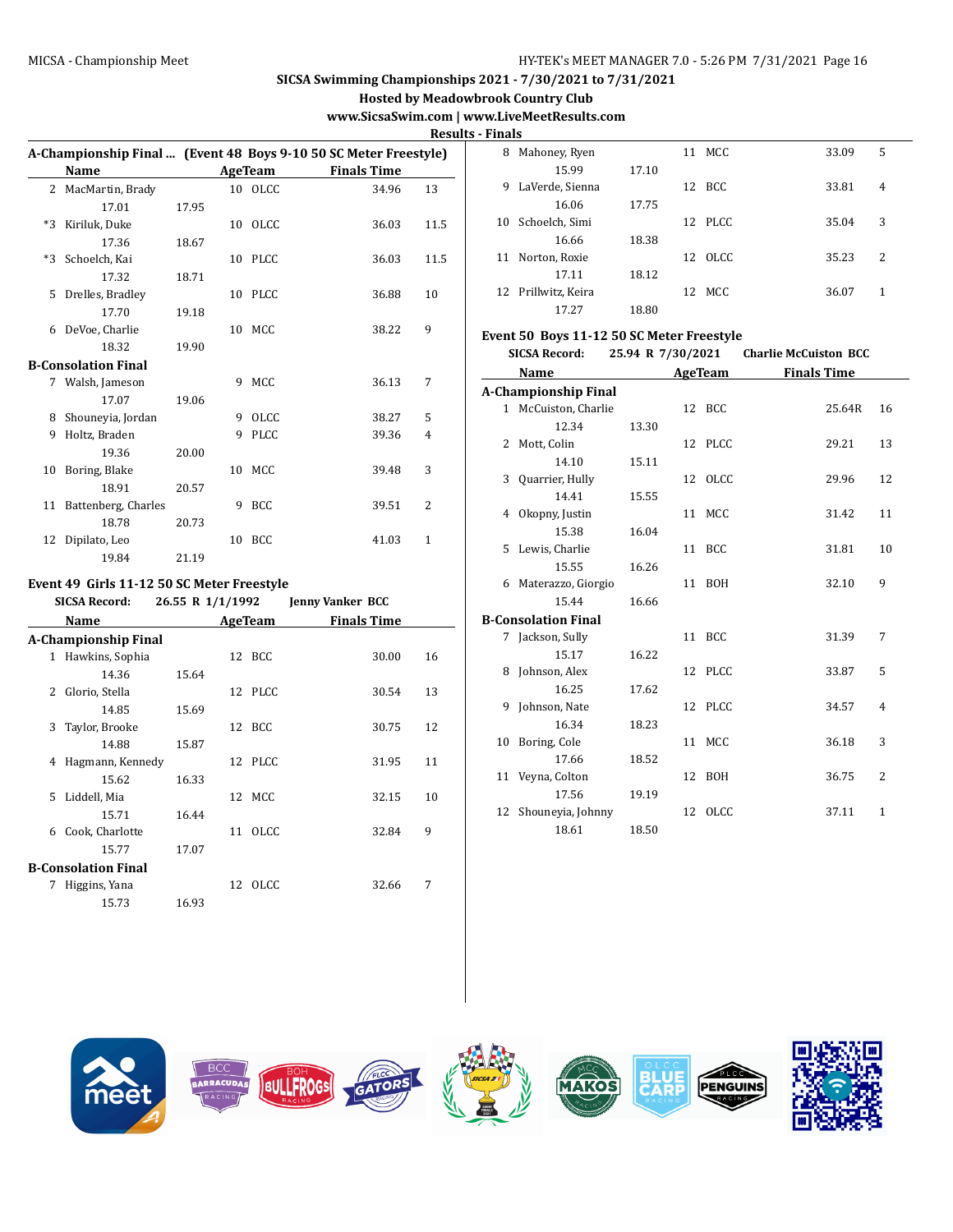**SICSA Swimming Championships 2021 - 7/30/2021 to 7/31/2021**

**Hosted by Meadowbrook Country Club**

**www.SicsaSwim.com | www.LiveMeetResults.com**

**Results - Finals**

### A-Championship Final ... (Event 48 Boys 9-10 50 SC Meter Freestyle)

| Place | Name | Age | Team | Split 1 | Split 2 | Finals Time | Points |
|---|---|---|---|---|---|---|---|
| 2 | MacMartin, Brady | 10 | OLCC | 17.01 | 17.95 | 34.96 | 13 |
| *3 | Kiriluk, Duke | 10 | OLCC | 17.36 | 18.67 | 36.03 | 11.5 |
| *3 | Schoelch, Kai | 10 | PLCC | 17.32 | 18.71 | 36.03 | 11.5 |
| 5 | Drelles, Bradley | 10 | PLCC | 17.70 | 19.18 | 36.88 | 10 |
| 6 | DeVoe, Charlie | 10 | MCC | 18.32 | 19.90 | 38.22 | 9 |
| **B-Consolation Final** | | | | | | | |
| 7 | Walsh, Jameson | 9 | MCC | 17.07 | 19.06 | 36.13 | 7 |
| 8 | Shouneyia, Jordan | 9 | OLCC | | | 38.27 | 5 |
| 9 | Holtz, Braden | 9 | PLCC | 19.36 | 20.00 | 39.36 | 4 |
| 10 | Boring, Blake | 10 | MCC | 18.91 | 20.57 | 39.48 | 3 |
| 11 | Battenberg, Charles | 9 | BCC | 18.78 | 20.73 | 39.51 | 2 |
| 12 | Dipilato, Leo | 10 | BCC | 19.84 | 21.19 | 41.03 | 1 |

### Event 49 Girls 11-12 50 SC Meter Freestyle

**SICSA Record:** 26.55 R 1/1/1992 **Jenny Vanker BCC**

| Place | Name | Age | Team | Split 1 | Split 2 | Finals Time | Points |
|---|---|---|---|---|---|---|---|
| **A-Championship Final** | | | | | | | |
| 1 | Hawkins, Sophia | 12 | BCC | 14.36 | 15.64 | 30.00 | 16 |
| 2 | Glorio, Stella | 12 | PLCC | 14.85 | 15.69 | 30.54 | 13 |
| 3 | Taylor, Brooke | 12 | BCC | 14.88 | 15.87 | 30.75 | 12 |
| 4 | Hagmann, Kennedy | 12 | PLCC | 15.62 | 16.33 | 31.95 | 11 |
| 5 | Liddell, Mia | 12 | MCC | 15.71 | 16.44 | 32.15 | 10 |
| 6 | Cook, Charlotte | 11 | OLCC | 15.77 | 17.07 | 32.84 | 9 |
| **B-Consolation Final** | | | | | | | |
| 7 | Higgins, Yana | 12 | OLCC | 15.73 | 16.93 | 32.66 | 7 |
| 8 | Mahoney, Ryen | 11 | MCC | 15.99 | 17.10 | 33.09 | 5 |
| 9 | LaVerde, Sienna | 12 | BCC | 16.06 | 17.75 | 33.81 | 4 |
| 10 | Schoelch, Simi | 12 | PLCC | 16.66 | 18.38 | 35.04 | 3 |
| 11 | Norton, Roxie | 12 | OLCC | 17.11 | 18.12 | 35.23 | 2 |
| 12 | Prillwitz, Keira | 12 | MCC | 17.27 | 18.80 | 36.07 | 1 |

### Event 50 Boys 11-12 50 SC Meter Freestyle

**SICSA Record:** 25.94 R 7/30/2021 **Charlie McCuiston BCC**

| Place | Name | Age | Team | Split 1 | Split 2 | Finals Time | Points |
|---|---|---|---|---|---|---|---|
| **A-Championship Final** | | | | | | | |
| 1 | McCuiston, Charlie | 12 | BCC | 12.34 | 13.30 | 25.64R | 16 |
| 2 | Mott, Colin | 12 | PLCC | 14.10 | 15.11 | 29.21 | 13 |
| 3 | Quarrier, Hully | 12 | OLCC | 14.41 | 15.55 | 29.96 | 12 |
| 4 | Okopny, Justin | 11 | MCC | 15.38 | 16.04 | 31.42 | 11 |
| 5 | Lewis, Charlie | 11 | BCC | 15.55 | 16.26 | 31.81 | 10 |
| 6 | Materazzo, Giorgio | 11 | BOH | 15.44 | 16.66 | 32.10 | 9 |
| **B-Consolation Final** | | | | | | | |
| 7 | Jackson, Sully | 11 | BCC | 15.17 | 16.22 | 31.39 | 7 |
| 8 | Johnson, Alex | 12 | PLCC | 16.25 | 17.62 | 33.87 | 5 |
| 9 | Johnson, Nate | 12 | PLCC | 16.34 | 18.23 | 34.57 | 4 |
| 10 | Boring, Cole | 11 | MCC | 17.66 | 18.52 | 36.18 | 3 |
| 11 | Veyna, Colton | 12 | BOH | 17.56 | 19.19 | 36.75 | 2 |
| 12 | Shouneyia, Johnny | 12 | OLCC | 18.61 | 18.50 | 37.11 | 1 |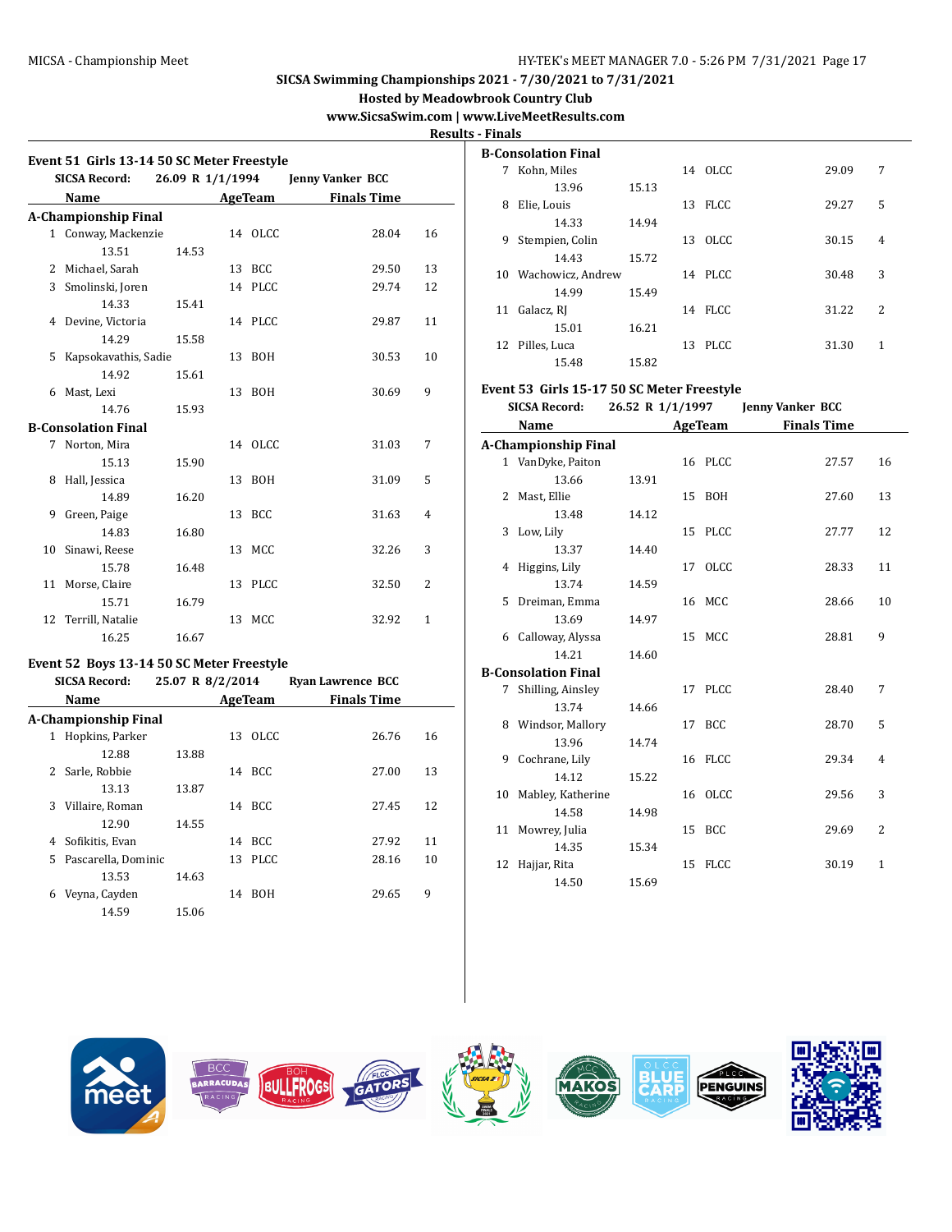## SICSA Swimming Championships 2021 - 7/30/2021 to 7/31/2021

**Hosted by Meadowbrook Country Club**

**www.SicsaSwim.com | www.LiveMeetResults.com**

**Results - Finals**

### Event 51 Girls 13-14 50 SC Meter Freestyle

**SICSA Record:** 26.09 R 1/1/1994 Jenny Vanker BCC

| | Name | Age | Team | Finals Time | Points |
|---|---|---|---|---|---|
| **A-Championship Final** | | | | | |
| 1 | Conway, Mackenzie | 14 | OLCC | 28.04 | 16 |
| | 13.51 14.53 | | | | |
| 2 | Michael, Sarah | 13 | BCC | 29.50 | 13 |
| 3 | Smolinski, Joren | 14 | PLCC | 29.74 | 12 |
| | 14.33 15.41 | | | | |
| 4 | Devine, Victoria | 14 | PLCC | 29.87 | 11 |
| | 14.29 15.58 | | | | |
| 5 | Kapsokavathis, Sadie | 13 | BOH | 30.53 | 10 |
| | 14.92 15.61 | | | | |
| 6 | Mast, Lexi | 13 | BOH | 30.69 | 9 |
| | 14.76 15.93 | | | | |
| **B-Consolation Final** | | | | | |
| 7 | Norton, Mira | 14 | OLCC | 31.03 | 7 |
| | 15.13 15.90 | | | | |
| 8 | Hall, Jessica | 13 | BOH | 31.09 | 5 |
| | 14.89 16.20 | | | | |
| 9 | Green, Paige | 13 | BCC | 31.63 | 4 |
| | 14.83 16.80 | | | | |
| 10 | Sinawi, Reese | 13 | MCC | 32.26 | 3 |
| | 15.78 16.48 | | | | |
| 11 | Morse, Claire | 13 | PLCC | 32.50 | 2 |
| | 15.71 16.79 | | | | |
| 12 | Terrill, Natalie | 13 | MCC | 32.92 | 1 |
| | 16.25 16.67 | | | | |

### Event 52 Boys 13-14 50 SC Meter Freestyle

**SICSA Record:** 25.07 R 8/2/2014 Ryan Lawrence BCC

| | Name | Age | Team | Finals Time | Points |
|---|---|---|---|---|---|
| **A-Championship Final** | | | | | |
| 1 | Hopkins, Parker | 13 | OLCC | 26.76 | 16 |
| | 12.88 13.88 | | | | |
| 2 | Sarle, Robbie | 14 | BCC | 27.00 | 13 |
| | 13.13 13.87 | | | | |
| 3 | Villaire, Roman | 14 | BCC | 27.45 | 12 |
| | 12.90 14.55 | | | | |
| 4 | Sofikitis, Evan | 14 | BCC | 27.92 | 11 |
| 5 | Pascarella, Dominic | 13 | PLCC | 28.16 | 10 |
| | 13.53 14.63 | | | | |
| 6 | Veyna, Cayden | 14 | BOH | 29.65 | 9 |
| | 14.59 15.06 | | | | |
| **B-Consolation Final** | | | | | |
| 7 | Kohn, Miles | 14 | OLCC | 29.09 | 7 |
| | 13.96 15.13 | | | | |
| 8 | Elie, Louis | 13 | FLCC | 29.27 | 5 |
| | 14.33 14.94 | | | | |
| 9 | Stempien, Colin | 13 | OLCC | 30.15 | 4 |
| | 14.43 15.72 | | | | |
| 10 | Wachowicz, Andrew | 14 | PLCC | 30.48 | 3 |
| | 14.99 15.49 | | | | |
| 11 | Galacz, RJ | 14 | FLCC | 31.22 | 2 |
| | 15.01 16.21 | | | | |
| 12 | Pilles, Luca | 13 | PLCC | 31.30 | 1 |
| | 15.48 15.82 | | | | |

### Event 53 Girls 15-17 50 SC Meter Freestyle

**SICSA Record:** 26.52 R 1/1/1997 Jenny Vanker BCC

| | Name | Age | Team | Finals Time | Points |
|---|---|---|---|---|---|
| **A-Championship Final** | | | | | |
| 1 | VanDyke, Paiton | 16 | PLCC | 27.57 | 16 |
| | 13.66 13.91 | | | | |
| 2 | Mast, Ellie | 15 | BOH | 27.60 | 13 |
| | 13.48 14.12 | | | | |
| 3 | Low, Lily | 15 | PLCC | 27.77 | 12 |
| | 13.37 14.40 | | | | |
| 4 | Higgins, Lily | 17 | OLCC | 28.33 | 11 |
| | 13.74 14.59 | | | | |
| 5 | Dreiman, Emma | 16 | MCC | 28.66 | 10 |
| | 13.69 14.97 | | | | |
| 6 | Calloway, Alyssa | 15 | MCC | 28.81 | 9 |
| | 14.21 14.60 | | | | |
| **B-Consolation Final** | | | | | |
| 7 | Shilling, Ainsley | 17 | PLCC | 28.40 | 7 |
| | 13.74 14.66 | | | | |
| 8 | Windsor, Mallory | 17 | BCC | 28.70 | 5 |
| | 13.96 14.74 | | | | |
| 9 | Cochrane, Lily | 16 | FLCC | 29.34 | 4 |
| | 14.12 15.22 | | | | |
| 10 | Mabley, Katherine | 16 | OLCC | 29.56 | 3 |
| | 14.58 14.98 | | | | |
| 11 | Mowrey, Julia | 15 | BCC | 29.69 | 2 |
| | 14.35 15.34 | | | | |
| 12 | Hajjar, Rita | 15 | FLCC | 30.19 | 1 |
| | 14.50 15.69 | | | | |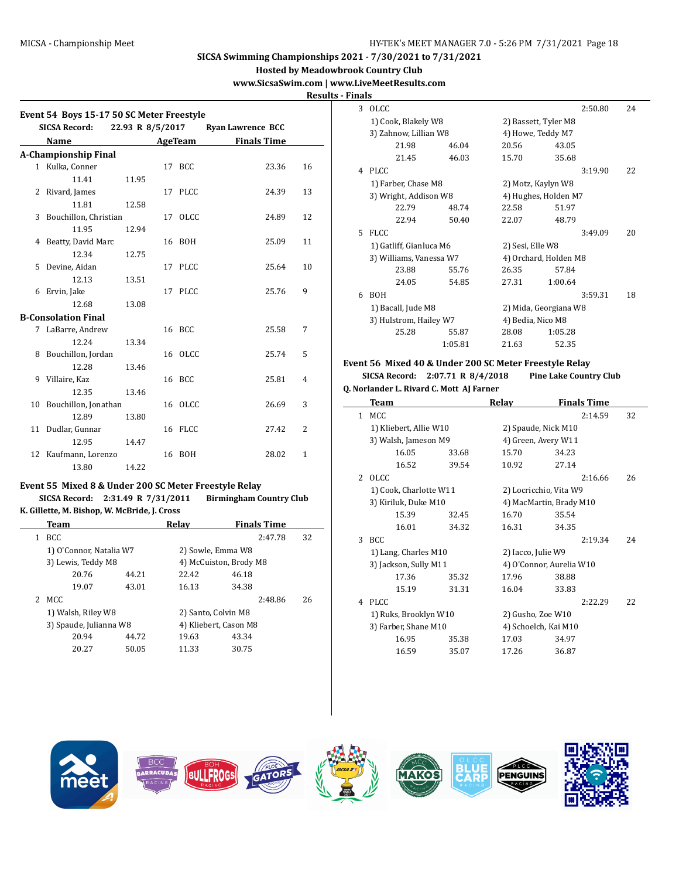SICSA Swimming Championships 2021 - 7/30/2021 to 7/31/2021

Hosted by Meadowbrook Country Club

www.SicsaSwim.com | www.LiveMeetResults.com

## Results - Finals

### Event 54 Boys 15-17 50 SC Meter Freestyle

SICSA Record: 22.93 R 8/5/2017 Ryan Lawrence BCC

| | Name | Age | Team | Finals Time | Points |
|---|---|---|---|---|---|
| **A-Championship Final** | | | | | |
| 1 | Kulka, Conner | 17 | BCC | 23.36 | 16 |
| | 11.41 | 11.95 | | | |
| 2 | Rivard, James | 17 | PLCC | 24.39 | 13 |
| | 11.81 | 12.58 | | | |
| 3 | Bouchillon, Christian | 17 | OLCC | 24.89 | 12 |
| | 11.95 | 12.94 | | | |
| 4 | Beatty, David Marc | 16 | BOH | 25.09 | 11 |
| | 12.34 | 12.75 | | | |
| 5 | Devine, Aidan | 17 | PLCC | 25.64 | 10 |
| | 12.13 | 13.51 | | | |
| 6 | Ervin, Jake | 17 | PLCC | 25.76 | 9 |
| | 12.68 | 13.08 | | | |
| **B-Consolation Final** | | | | | |
| 7 | LaBarre, Andrew | 16 | BCC | 25.58 | 7 |
| | 12.24 | 13.34 | | | |
| 8 | Bouchillon, Jordan | 16 | OLCC | 25.74 | 5 |
| | 12.28 | 13.46 | | | |
| 9 | Villaire, Kaz | 16 | BCC | 25.81 | 4 |
| | 12.35 | 13.46 | | | |
| 10 | Bouchillon, Jonathan | 16 | OLCC | 26.69 | 3 |
| | 12.89 | 13.80 | | | |
| 11 | Dudlar, Gunnar | 16 | FLCC | 27.42 | 2 |
| | 12.95 | 14.47 | | | |
| 12 | Kaufmann, Lorenzo | 16 | BOH | 28.02 | 1 |
| | 13.80 | 14.22 | | | |

### Event 55 Mixed 8 & Under 200 SC Meter Freestyle Relay

SICSA Record: 2:31.49 R 7/31/2011 Birmingham Country Club

K. Gillette, M. Bishop, W. McBride, J. Cross

| | Team | Relay | Finals Time | Points |
|---|---|---|---|---|
| 1 | BCC | | 2:47.78 | 32 |
| | 1) O'Connor, Natalia W7 | 2) Sowle, Emma W8 | | |
| | 3) Lewis, Teddy M8 | 4) McCuiston, Brody M8 | | |
| | 20.76 44.21 | 22.42 46.18 | | |
| | 19.07 43.01 | 16.13 34.38 | | |
| 2 | MCC | | 2:48.86 | 26 |
| | 1) Walsh, Riley W8 | 2) Santo, Colvin M8 | | |
| | 3) Spaude, Julianna W8 | 4) Kliebert, Cason M8 | | |
| | 20.94 44.72 | 19.63 43.34 | | |
| | 20.27 50.05 | 11.33 30.75 | | |
| 3 | OLCC | | 2:50.80 | 24 |
| | 1) Cook, Blakely W8 | 2) Bassett, Tyler M8 | | |
| | 3) Zahnow, Lillian W8 | 4) Howe, Teddy M7 | | |
| | 21.98 46.04 | 20.56 43.05 | | |
| | 21.45 46.03 | 15.70 35.68 | | |
| 4 | PLCC | | 3:19.90 | 22 |
| | 1) Farber, Chase M8 | 2) Motz, Kaylyn W8 | | |
| | 3) Wright, Addison W8 | 4) Hughes, Holden M7 | | |
| | 22.79 48.74 | 22.58 51.97 | | |
| | 22.94 50.40 | 22.07 48.79 | | |
| 5 | FLCC | | 3:49.09 | 20 |
| | 1) Gatliff, Gianluca M6 | 2) Sesi, Elle W8 | | |
| | 3) Williams, Vanessa W7 | 4) Orchard, Holden M8 | | |
| | 23.88 55.76 | 26.35 57.84 | | |
| | 24.05 54.85 | 27.31 1:00.64 | | |
| 6 | BOH | | 3:59.31 | 18 |
| | 1) Bacall, Jude M8 | 2) Mida, Georgiana W8 | | |
| | 3) Hulstrom, Hailey W7 | 4) Bedia, Nico M8 | | |
| | 25.28 55.87 | 28.08 1:05.28 | | |
| | 1:05.81 | 21.63 52.35 | | |

### Event 56 Mixed 40 & Under 200 SC Meter Freestyle Relay

SICSA Record: 2:07.71 R 8/4/2018 Pine Lake Country Club

Q. Norlander L. Rivard C. Mott AJ Farner

| | Team | Relay | Finals Time | Points |
|---|---|---|---|---|
| 1 | MCC | | 2:14.59 | 32 |
| | 1) Kliebert, Allie W10 | 2) Spaude, Nick M10 | | |
| | 3) Walsh, Jameson M9 | 4) Green, Avery W11 | | |
| | 16.05 33.68 | 15.70 34.23 | | |
| | 16.52 39.54 | 10.92 27.14 | | |
| 2 | OLCC | | 2:16.66 | 26 |
| | 1) Cook, Charlotte W11 | 2) Locricchio, Vita W9 | | |
| | 3) Kiriluk, Duke M10 | 4) MacMartin, Brady M10 | | |
| | 15.39 32.45 | 16.70 35.54 | | |
| | 16.01 34.32 | 16.31 34.35 | | |
| 3 | BCC | | 2:19.34 | 24 |
| | 1) Lang, Charles M10 | 2) Iacco, Julie W9 | | |
| | 3) Jackson, Sully M11 | 4) O'Connor, Aurelia W10 | | |
| | 17.36 35.32 | 17.96 38.88 | | |
| | 15.19 31.31 | 16.04 33.83 | | |
| 4 | PLCC | | 2:22.29 | 22 |
| | 1) Ruks, Brooklyn W10 | 2) Gusho, Zoe W10 | | |
| | 3) Farber, Shane M10 | 4) Schoelch, Kai M10 | | |
| | 16.95 35.38 | 17.03 34.97 | | |
| | 16.59 35.07 | 17.26 36.87 | | |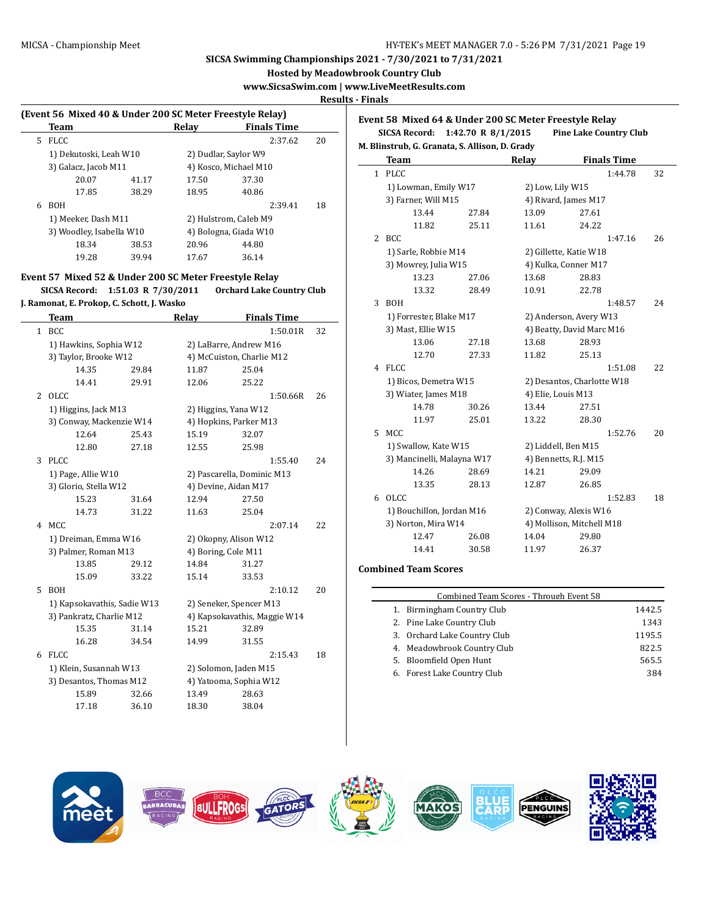SICSA Swimming Championships 2021 - 7/30/2021 to 7/31/2021

Hosted by Meadowbrook Country Club

www.SicsaSwim.com | www.LiveMeetResults.com

Results - Finals

### (Event 56 Mixed 40 & Under 200 SC Meter Freestyle Relay)

| | Team | Relay | Finals Time | Points |
|---|---|---|---|---|
| 5 | FLCC | | 2:37.62 | 20 |

1) Dekutoski, Leah W10 | 2) Dudlar, Saylor W9 | 3) Galacz, Jacob M11 | 4) Kosco, Michael M10

20.07 | 41.17 | 17.50 | 37.30 | 17.85 | 38.29 | 18.95 | 40.86

| | Team | Relay | Finals Time | Points |
|---|---|---|---|---|
| 6 | BOH | | 2:39.41 | 18 |

1) Meeker, Dash M11 | 2) Hulstrom, Caleb M9 | 3) Woodley, Isabella W10 | 4) Bologna, Giada W10

18.34 | 38.53 | 20.96 | 44.80 | 19.28 | 39.94 | 17.67 | 36.14

### Event 57 Mixed 52 & Under 200 SC Meter Freestyle Relay

**SICSA Record: 1:51.03 R 7/30/2011 Orchard Lake Country Club**

**J. Ramonat, E. Prokop, C. Schott, J. Wasko**

| | Team | Relay | Finals Time | Points |
|---|---|---|---|---|
| 1 | BCC | | 1:50.01R | 32 |
| | 1) Hawkins, Sophia W12 | 2) LaBarre, Andrew M16 | 3) Taylor, Brooke W12 | 4) McCuiston, Charlie M12 |
| | 14.35 / 29.84 | 11.87 / 25.04 | 14.41 / 29.91 | 12.06 / 25.22 |
| 2 | OLCC | | 1:50.66R | 26 |
| | 1) Higgins, Jack M13 | 2) Higgins, Yana W12 | 3) Conway, Mackenzie W14 | 4) Hopkins, Parker M13 |
| | 12.64 / 25.43 | 15.19 / 32.07 | 12.80 / 27.18 | 12.55 / 25.98 |
| 3 | PLCC | | 1:55.40 | 24 |
| | 1) Page, Allie W10 | 2) Pascarella, Dominic M13 | 3) Glorio, Stella W12 | 4) Devine, Aidan M17 |
| | 15.23 / 31.64 | 12.94 / 27.50 | 14.73 / 31.22 | 11.63 / 25.04 |
| 4 | MCC | | 2:07.14 | 22 |
| | 1) Dreiman, Emma W16 | 2) Okopny, Alison W12 | 3) Palmer, Roman M13 | 4) Boring, Cole M11 |
| | 13.85 / 29.12 | 14.84 / 31.27 | 15.09 / 33.22 | 15.14 / 33.53 |
| 5 | BOH | | 2:10.12 | 20 |
| | 1) Kapsokavathis, Sadie W13 | 2) Seneker, Spencer M13 | 3) Pankratz, Charlie M12 | 4) Kapsokavathis, Maggie W14 |
| | 15.35 / 31.14 | 15.21 / 32.89 | 16.28 / 34.54 | 14.99 / 31.55 |
| 6 | FLCC | | 2:15.43 | 18 |
| | 1) Klein, Susannah W13 | 2) Solomon, Jaden M15 | 3) Desantos, Thomas M12 | 4) Yatooma, Sophia W12 |
| | 15.89 / 32.66 | 13.49 / 28.63 | 17.18 / 36.10 | 18.30 / 38.04 |

### Event 58 Mixed 64 & Under 200 SC Meter Freestyle Relay

**SICSA Record: 1:42.70 R 8/1/2015 Pine Lake Country Club**

**M. Blinstrub, G. Granata, S. Allison, D. Grady**

| | Team | Relay | Finals Time | Points |
|---|---|---|---|---|
| 1 | PLCC | | 1:44.78 | 32 |
| | 1) Lowman, Emily W17 | 2) Low, Lily W15 | 3) Farner, Will M15 | 4) Rivard, James M17 |
| | 13.44 / 27.84 | 13.09 / 27.61 | 11.82 / 25.11 | 11.61 / 24.22 |
| 2 | BCC | | 1:47.16 | 26 |
| | 1) Sarle, Robbie M14 | 2) Gillette, Katie W18 | 3) Mowrey, Julia W15 | 4) Kulka, Conner M17 |
| | 13.23 / 27.06 | 13.68 / 28.83 | 13.32 / 28.49 | 10.91 / 22.78 |
| 3 | BOH | | 1:48.57 | 24 |
| | 1) Forrester, Blake M17 | 2) Anderson, Avery W13 | 3) Mast, Ellie W15 | 4) Beatty, David Marc M16 |
| | 13.06 / 27.18 | 13.68 / 28.93 | 12.70 / 27.33 | 11.82 / 25.13 |
| 4 | FLCC | | 1:51.08 | 22 |
| | 1) Bicos, Demetra W15 | 2) Desantos, Charlotte W18 | 3) Wiater, James M18 | 4) Elie, Louis M13 |
| | 14.78 / 30.26 | 13.44 / 27.51 | 11.97 / 25.01 | 13.22 / 28.30 |
| 5 | MCC | | 1:52.76 | 20 |
| | 1) Swallow, Kate W15 | 2) Liddell, Ben M15 | 3) Mancinelli, Malayna W17 | 4) Bennetts, R.J. M15 |
| | 14.26 / 28.69 | 14.21 / 29.09 | 13.35 / 28.13 | 12.87 / 26.85 |
| 6 | OLCC | | 1:52.83 | 18 |
| | 1) Bouchillon, Jordan M16 | 2) Conway, Alexis W16 | 3) Norton, Mira W14 | 4) Mollison, Mitchell M18 |
| | 12.47 / 26.08 | 14.04 / 29.80 | 14.41 / 30.58 | 11.97 / 26.37 |

### Combined Team Scores

| Combined Team Scores - Through Event 58 | | |
|---|---|---|
| 1. | Birmingham Country Club | 1442.5 |
| 2. | Pine Lake Country Club | 1343 |
| 3. | Orchard Lake Country Club | 1195.5 |
| 4. | Meadowbrook Country Club | 822.5 |
| 5. | Bloomfield Open Hunt | 565.5 |
| 6. | Forest Lake Country Club | 384 |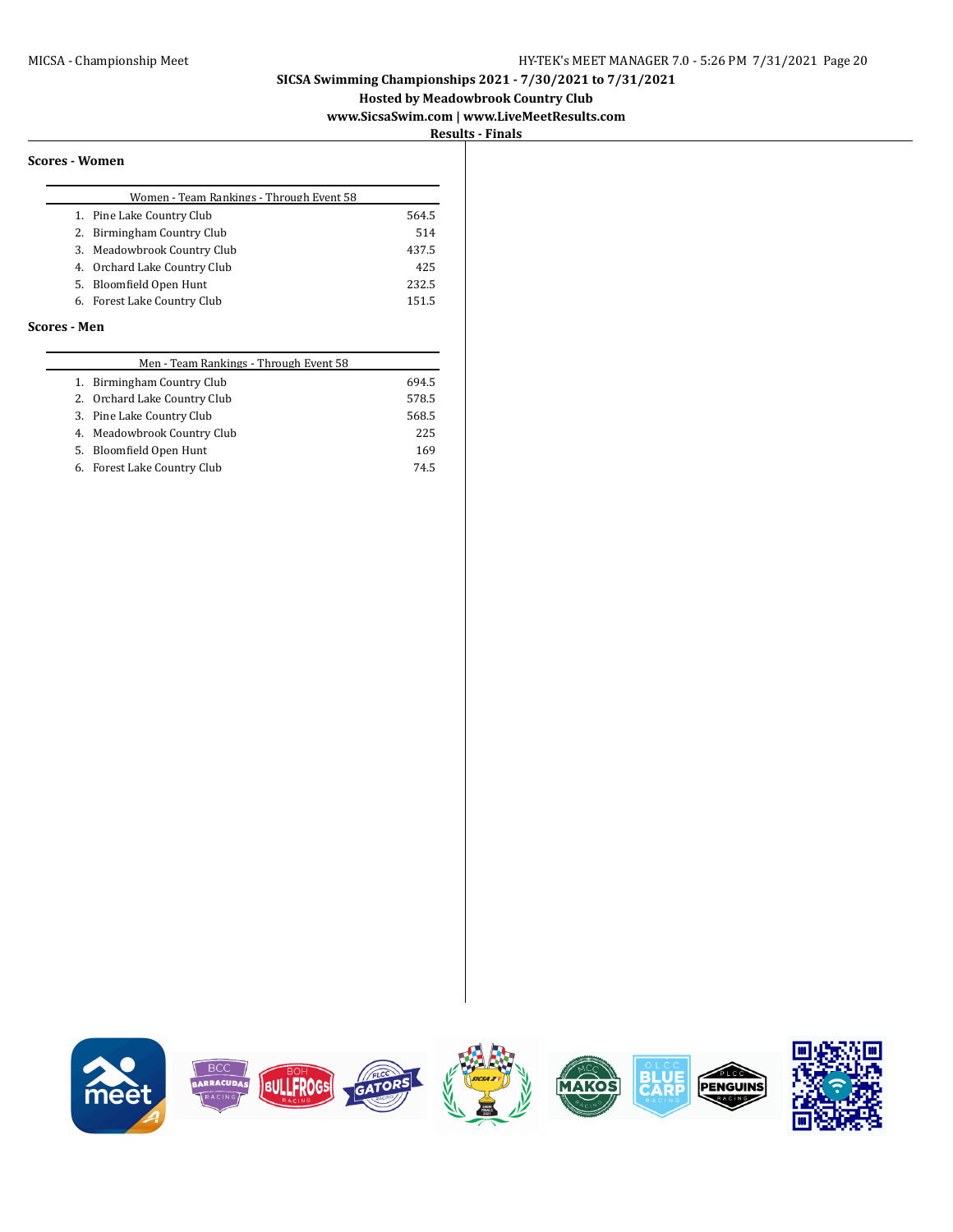SICSA Swimming Championships 2021 - 7/30/2021 to 7/31/2021

Hosted by Meadowbrook Country Club

www.SicsaSwim.com | www.LiveMeetResults.com

Results - Finals

## Scores - Women

| Women - Team Rankings - Through Event 58 | | |
|---|---|---|
| 1. | Pine Lake Country Club | 564.5 |
| 2. | Birmingham Country Club | 514 |
| 3. | Meadowbrook Country Club | 437.5 |
| 4. | Orchard Lake Country Club | 425 |
| 5. | Bloomfield Open Hunt | 232.5 |
| 6. | Forest Lake Country Club | 151.5 |

## Scores - Men

| Men - Team Rankings - Through Event 58 | | |
|---|---|---|
| 1. | Birmingham Country Club | 694.5 |
| 2. | Orchard Lake Country Club | 578.5 |
| 3. | Pine Lake Country Club | 568.5 |
| 4. | Meadowbrook Country Club | 225 |
| 5. | Bloomfield Open Hunt | 169 |
| 6. | Forest Lake Country Club | 74.5 |